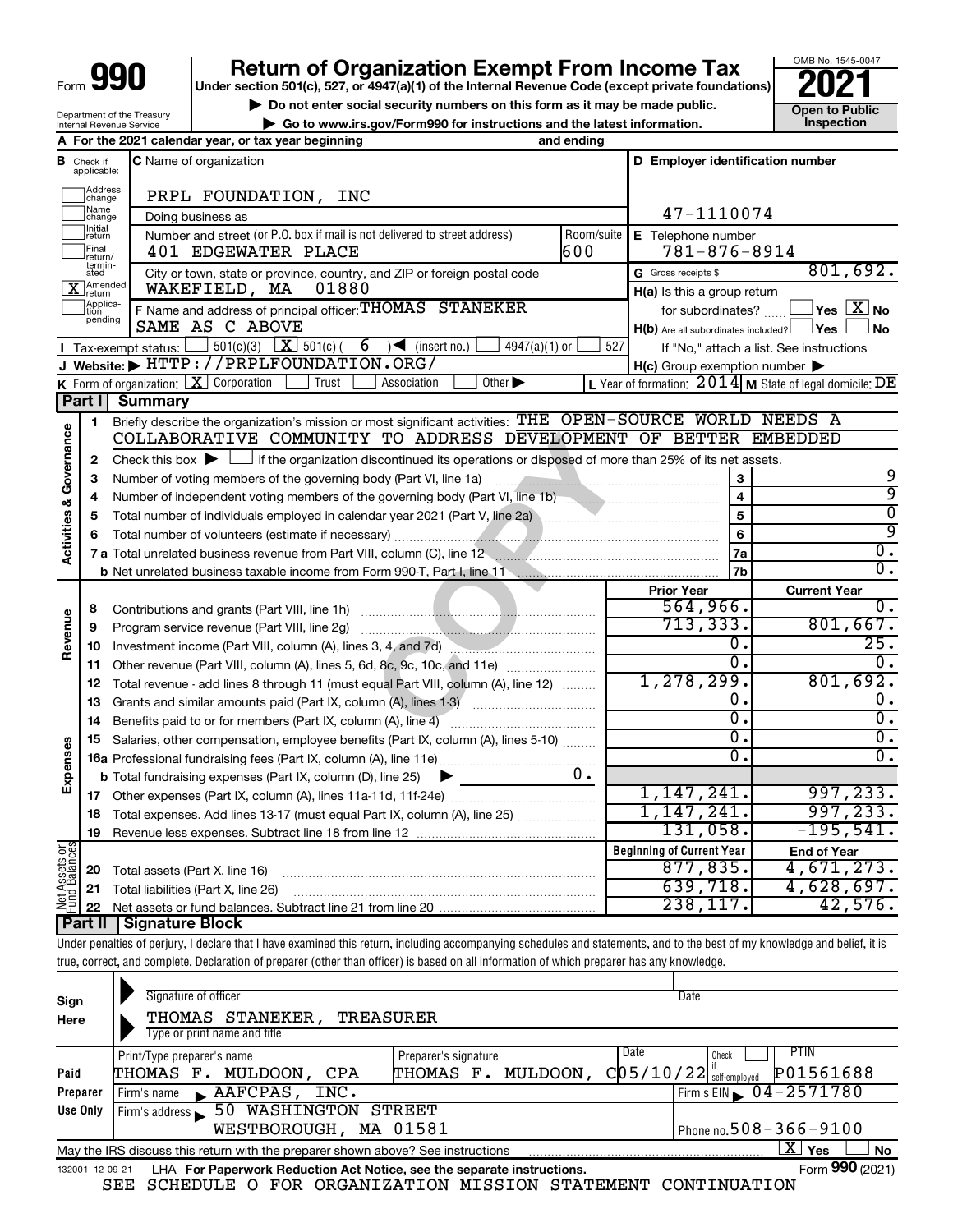Form **990**

# Return of Organization Exempt From Income Tax

**Under section 501(c), 527, or 4947(a)(1) of the Internal Revenue Code (except private foundations)**

▶ Do not enter social security numbers on this form as it may be made public.

▶ Go to www.irs.gov/Form990 for instructions and the latest information.

OMB No. 1545-0047

**2021**

**Open to Public Inspection**

Department of the Treasury
Internal Revenue Service

**A** For the 2021 calendar year, or tax year beginning and ending

**B** Check if applicable:
- Address change
- Name change
- Initial return
- Final return/terminated
- [X] Amended return
- Application pending

**C** Name of organization: PRPL FOUNDATION, INC

Doing business as

Number and street (or P.O. box if mail is not delivered to street address): 401 EDGEWATER PLACE — Room/suite: 600

City or town, state or province, country, and ZIP or foreign postal code: WAKEFIELD, MA 01880

**D** Employer identification number: 47-1110074

**E** Telephone number: 781-876-8914

**G** Gross receipts $ 801,692.

**F** Name and address of principal officer: THOMAS STANEKER, SAME AS C ABOVE

**H(a)** Is this a group return for subordinates? Yes [ ] No [X]

**H(b)** Are all subordinates included? Yes [ ] No [ ]
If "No," attach a list. See instructions

**H(c)** Group exemption number ▶

**I** Tax-exempt status: [ ] 501(c)(3) [X] 501(c) ( 6 ) ◀ (insert no.) [ ] 4947(a)(1) or [ ] 527

**J** Website: ▶ HTTP://PRPLFOUNDATION.ORG/

**K** Form of organization: [X] Corporation [ ] Trust [ ] Association [ ] Other ▶

**L** Year of formation: 2014 **M** State of legal domicile: DE

## Part I Summary

**Activities & Governance**

1 Briefly describe the organization's mission or most significant activities: THE OPEN-SOURCE WORLD NEEDS A COLLABORATIVE COMMUNITY TO ADDRESS DEVELOPMENT OF BETTER EMBEDDED

2 Check this box ▶ [ ] if the organization discontinued its operations or disposed of more than 25% of its net assets.

| | | | |
|---|---|---|---|
| 3 | Number of voting members of the governing body (Part VI, line 1a) | 3 | 9 |
| 4 | Number of independent voting members of the governing body (Part VI, line 1b) | 4 | 9 |
| 5 | Total number of individuals employed in calendar year 2021 (Part V, line 2a) | 5 | 0 |
| 6 | Total number of volunteers (estimate if necessary) | 6 | 9 |
| 7a | Total unrelated business revenue from Part VIII, column (C), line 12 | 7a | 0. |
| b | Net unrelated business taxable income from Form 990-T, Part I, line 11 | 7b | 0. |

| | | | Prior Year | Current Year |
|---|---|---|---|---|
| **Revenue** | 8 | Contributions and grants (Part VIII, line 1h) | 564,966. | 0. |
| | 9 | Program service revenue (Part VIII, line 2g) | 713,333. | 801,667. |
| | 10 | Investment income (Part VIII, column (A), lines 3, 4, and 7d) | 0. | 25. |
| | 11 | Other revenue (Part VIII, column (A), lines 5, 6d, 8c, 9c, 10c, and 11e) | 0. | 0. |
| | 12 | Total revenue - add lines 8 through 11 (must equal Part VIII, column (A), line 12) | 1,278,299. | 801,692. |
| **Expenses** | 13 | Grants and similar amounts paid (Part IX, column (A), lines 1-3) | 0. | 0. |
| | 14 | Benefits paid to or for members (Part IX, column (A), line 4) | 0. | 0. |
| | 15 | Salaries, other compensation, employee benefits (Part IX, column (A), lines 5-10) | 0. | 0. |
| | 16a | Professional fundraising fees (Part IX, column (A), line 11e) | 0. | 0. |
| | b | Total fundraising expenses (Part IX, column (D), line 25) ▶ 0. | | |
| | 17 | Other expenses (Part IX, column (A), lines 11a-11d, 11f-24e) | 1,147,241. | 997,233. |
| | 18 | Total expenses. Add lines 13-17 (must equal Part IX, column (A), line 25) | 1,147,241. | 997,233. |
| | 19 | Revenue less expenses. Subtract line 18 from line 12 | 131,058. | -195,541. |
| | | | **Beginning of Current Year** | **End of Year** |
| **Net Assets or Fund Balances** | 20 | Total assets (Part X, line 16) | 877,835. | 4,671,273. |
| | 21 | Total liabilities (Part X, line 26) | 639,718. | 4,628,697. |
| | 22 | Net assets or fund balances. Subtract line 21 from line 20 | 238,117. | 42,576. |

## Part II Signature Block

Under penalties of perjury, I declare that I have examined this return, including accompanying schedules and statements, and to the best of my knowledge and belief, it is true, correct, and complete. Declaration of preparer (other than officer) is based on all information of which preparer has any knowledge.

**Sign Here**

Signature of officer — Date

THOMAS STANEKER, TREASURER
Type or print name and title

**Paid Preparer Use Only**

| Print/Type preparer's name | Preparer's signature | Date | Check if self-employed | PTIN |
|---|---|---|---|---|
| THOMAS F. MULDOON, CPA | THOMAS F. MULDOON, C | 05/10/22 | | P01561688 |

Firm's name ▶ AAFCPAS, INC. — Firm's EIN ▶ 04-2571780

Firm's address ▶ 50 WASHINGTON STREET, WESTBOROUGH, MA 01581 — Phone no. 508-366-9100

May the IRS discuss this return with the preparer shown above? See instructions [X] Yes [ ] No

132001 12-09-21 LHA For Paperwork Reduction Act Notice, see the separate instructions. Form **990** (2021)

SEE SCHEDULE O FOR ORGANIZATION MISSION STATEMENT CONTINUATION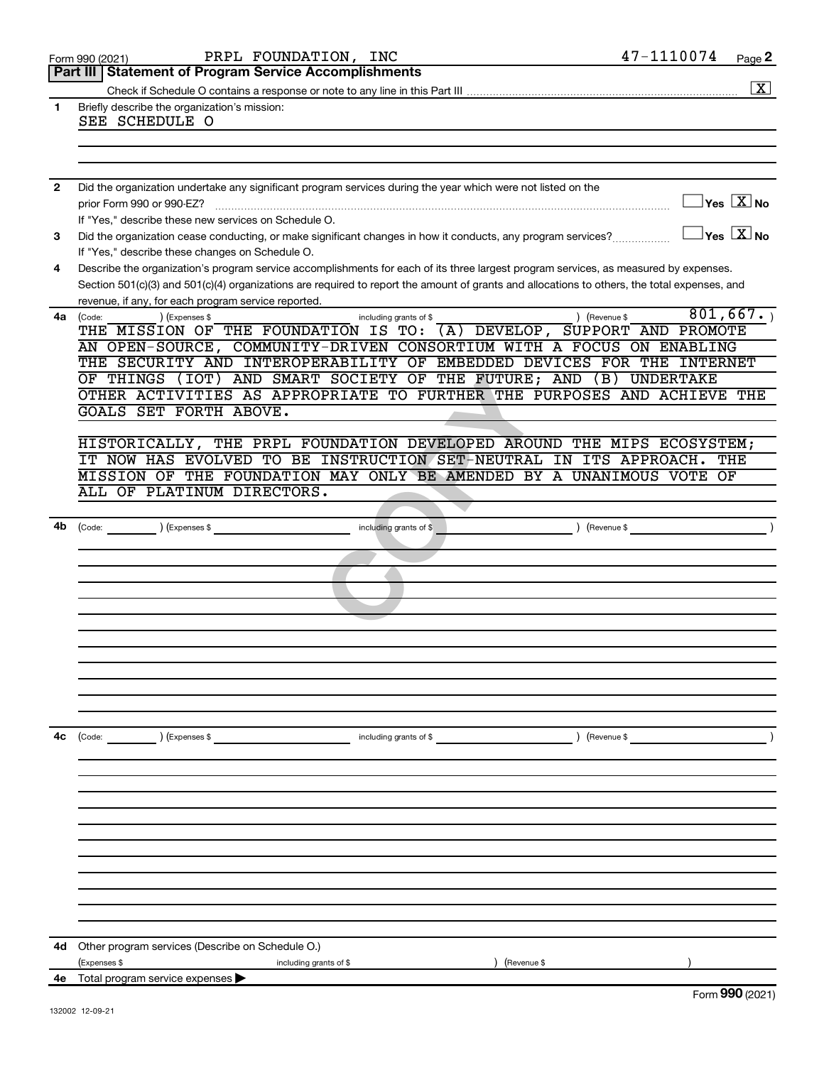Form 990 (2021) PRPL FOUNDATION, INC 47-1110074

## Part III Statement of Program Service Accomplishments

Check if Schedule O contains a response or note to any line in this Part III ..... [X]

**1** Briefly describe the organization's mission:

SEE SCHEDULE O

**2** Did the organization undertake any significant program services during the year which were not listed on the prior Form 990 or 990-EZ? ..... [ ] Yes [X] No

If "Yes," describe these new services on Schedule O.

**3** Did the organization cease conducting, or make significant changes in how it conducts, any program services? ..... [ ] Yes [X] No

If "Yes," describe these changes on Schedule O.

**4** Describe the organization's program service accomplishments for each of its three largest program services, as measured by expenses. Section 501(c)(3) and 501(c)(4) organizations are required to report the amount of grants and allocations to others, the total expenses, and revenue, if any, for each program service reported.

**4a** (Code: ) (Expenses $ including grants of $ ) (Revenue $ 801,667. )

THE MISSION OF THE FOUNDATION IS TO: (A) DEVELOP, SUPPORT AND PROMOTE AN OPEN-SOURCE, COMMUNITY-DRIVEN CONSORTIUM WITH A FOCUS ON ENABLING THE SECURITY AND INTEROPERABILITY OF EMBEDDED DEVICES FOR THE INTERNET OF THINGS (IOT) AND SMART SOCIETY OF THE FUTURE; AND (B) UNDERTAKE OTHER ACTIVITIES AS APPROPRIATE TO FURTHER THE PURPOSES AND ACHIEVE THE GOALS SET FORTH ABOVE.

HISTORICALLY, THE PRPL FOUNDATION DEVELOPED AROUND THE MIPS ECOSYSTEM; IT NOW HAS EVOLVED TO BE INSTRUCTION SET-NEUTRAL IN ITS APPROACH. THE MISSION OF THE FOUNDATION MAY ONLY BE AMENDED BY A UNANIMOUS VOTE OF ALL OF PLATINUM DIRECTORS.

**4b** (Code: ) (Expenses $ including grants of $ ) (Revenue $ )

**4c** (Code: ) (Expenses $ including grants of $ ) (Revenue $ )

**4d** Other program services (Describe on Schedule O.)

(Expenses $ including grants of $ ) (Revenue $ )

**4e** Total program service expenses ▶

Form **990** (2021)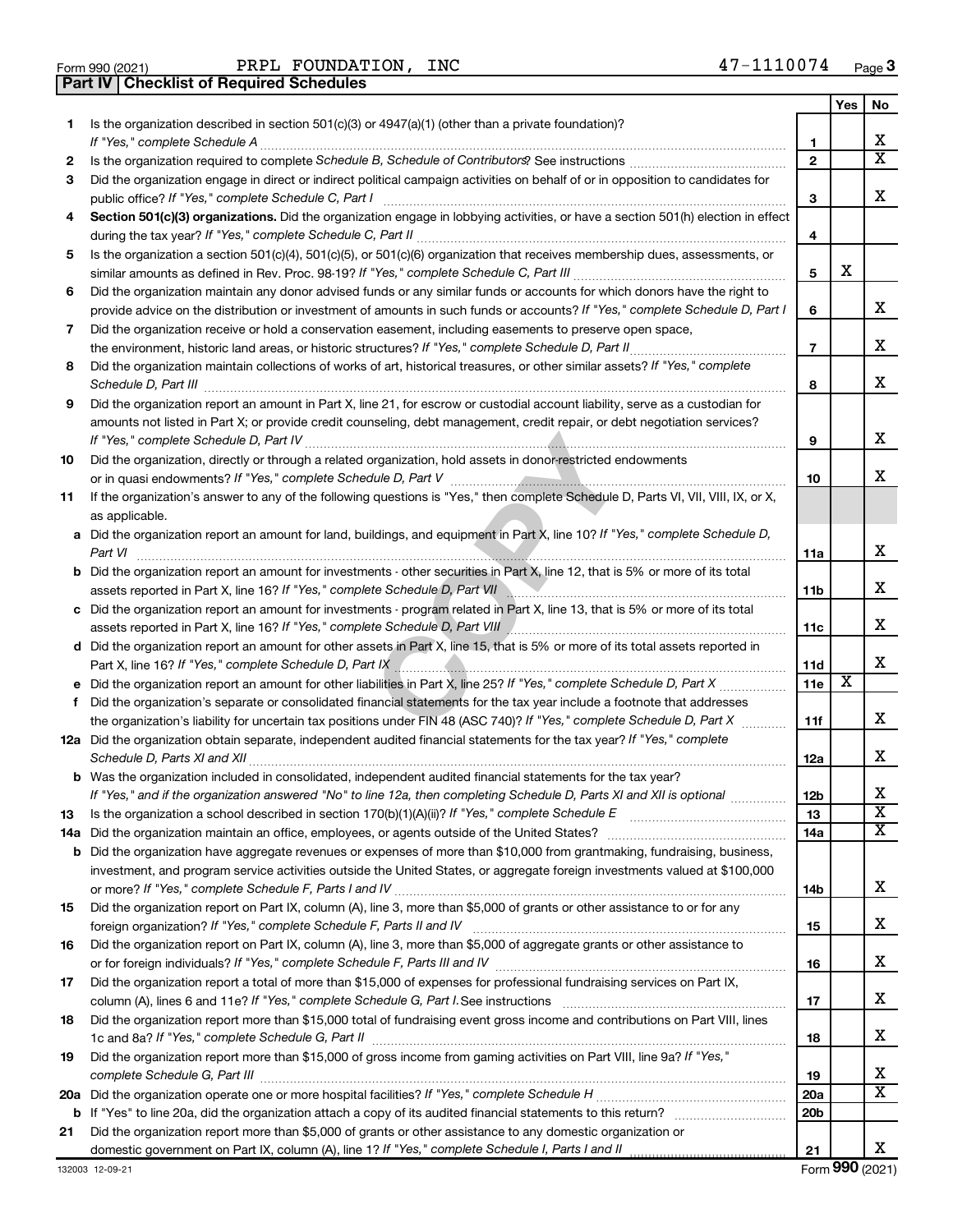Form 990 (2021) PRPL FOUNDATION, INC 47-1110074

## Part IV | Checklist of Required Schedules

| | | | Yes | No |
|---|---|---|---|---|
| 1 | Is the organization described in section 501(c)(3) or 4947(a)(1) (other than a private foundation)? *If "Yes," complete Schedule A* | 1 | | X |
| 2 | Is the organization required to complete *Schedule B, Schedule of Contributors*? See instructions | 2 | | X |
| 3 | Did the organization engage in direct or indirect political campaign activities on behalf of or in opposition to candidates for public office? *If "Yes," complete Schedule C, Part I* | 3 | | X |
| 4 | **Section 501(c)(3) organizations.** Did the organization engage in lobbying activities, or have a section 501(h) election in effect during the tax year? *If "Yes," complete Schedule C, Part II* | 4 | | |
| 5 | Is the organization a section 501(c)(4), 501(c)(5), or 501(c)(6) organization that receives membership dues, assessments, or similar amounts as defined in Rev. Proc. 98-19? *If "Yes," complete Schedule C, Part III* | 5 | X | |
| 6 | Did the organization maintain any donor advised funds or any similar funds or accounts for which donors have the right to provide advice on the distribution or investment of amounts in such funds or accounts? *If "Yes," complete Schedule D, Part I* | 6 | | X |
| 7 | Did the organization receive or hold a conservation easement, including easements to preserve open space, the environment, historic land areas, or historic structures? *If "Yes," complete Schedule D, Part II* | 7 | | X |
| 8 | Did the organization maintain collections of works of art, historical treasures, or other similar assets? *If "Yes," complete Schedule D, Part III* | 8 | | X |
| 9 | Did the organization report an amount in Part X, line 21, for escrow or custodial account liability, serve as a custodian for amounts not listed in Part X; or provide credit counseling, debt management, credit repair, or debt negotiation services? *If "Yes," complete Schedule D, Part IV* | 9 | | X |
| 10 | Did the organization, directly or through a related organization, hold assets in donor-restricted endowments or in quasi endowments? *If "Yes," complete Schedule D, Part V* | 10 | | X |
| 11 | If the organization's answer to any of the following questions is "Yes," then complete Schedule D, Parts VI, VII, VIII, IX, or X, as applicable. | | | |
| a | Did the organization report an amount for land, buildings, and equipment in Part X, line 10? *If "Yes," complete Schedule D, Part VI* | 11a | | X |
| b | Did the organization report an amount for investments - other securities in Part X, line 12, that is 5% or more of its total assets reported in Part X, line 16? *If "Yes," complete Schedule D, Part VII* | 11b | | X |
| c | Did the organization report an amount for investments - program related in Part X, line 13, that is 5% or more of its total assets reported in Part X, line 16? *If "Yes," complete Schedule D, Part VIII* | 11c | | X |
| d | Did the organization report an amount for other assets in Part X, line 15, that is 5% or more of its total assets reported in Part X, line 16? *If "Yes," complete Schedule D, Part IX* | 11d | | X |
| e | Did the organization report an amount for other liabilities in Part X, line 25? *If "Yes," complete Schedule D, Part X* | 11e | X | |
| f | Did the organization's separate or consolidated financial statements for the tax year include a footnote that addresses the organization's liability for uncertain tax positions under FIN 48 (ASC 740)? *If "Yes," complete Schedule D, Part X* | 11f | | X |
| 12a | Did the organization obtain separate, independent audited financial statements for the tax year? *If "Yes," complete Schedule D, Parts XI and XII* | 12a | | X |
| b | Was the organization included in consolidated, independent audited financial statements for the tax year? *If "Yes," and if the organization answered "No" to line 12a, then completing Schedule D, Parts XI and XII is optional* | 12b | | X |
| 13 | Is the organization a school described in section 170(b)(1)(A)(ii)? *If "Yes," complete Schedule E* | 13 | | X |
| 14a | Did the organization maintain an office, employees, or agents outside of the United States? | 14a | | X |
| b | Did the organization have aggregate revenues or expenses of more than $10,000 from grantmaking, fundraising, business, investment, and program service activities outside the United States, or aggregate foreign investments valued at $100,000 or more? *If "Yes," complete Schedule F, Parts I and IV* | 14b | | X |
| 15 | Did the organization report on Part IX, column (A), line 3, more than $5,000 of grants or other assistance to or for any foreign organization? *If "Yes," complete Schedule F, Parts II and IV* | 15 | | X |
| 16 | Did the organization report on Part IX, column (A), line 3, more than $5,000 of aggregate grants or other assistance to or for foreign individuals? *If "Yes," complete Schedule F, Parts III and IV* | 16 | | X |
| 17 | Did the organization report a total of more than $15,000 of expenses for professional fundraising services on Part IX, column (A), lines 6 and 11e? *If "Yes," complete Schedule G, Part I.* See instructions | 17 | | X |
| 18 | Did the organization report more than $15,000 total of fundraising event gross income and contributions on Part VIII, lines 1c and 8a? *If "Yes," complete Schedule G, Part II* | 18 | | X |
| 19 | Did the organization report more than $15,000 of gross income from gaming activities on Part VIII, line 9a? *If "Yes," complete Schedule G, Part III* | 19 | | X |
| 20a | Did the organization operate one or more hospital facilities? *If "Yes," complete Schedule H* | 20a | | X |
| b | If "Yes" to line 20a, did the organization attach a copy of its audited financial statements to this return? | 20b | | |
| 21 | Did the organization report more than $5,000 of grants or other assistance to any domestic organization or domestic government on Part IX, column (A), line 1? *If "Yes," complete Schedule I, Parts I and II* | 21 | | X |

132003 12-09-21 Form 990 (2021)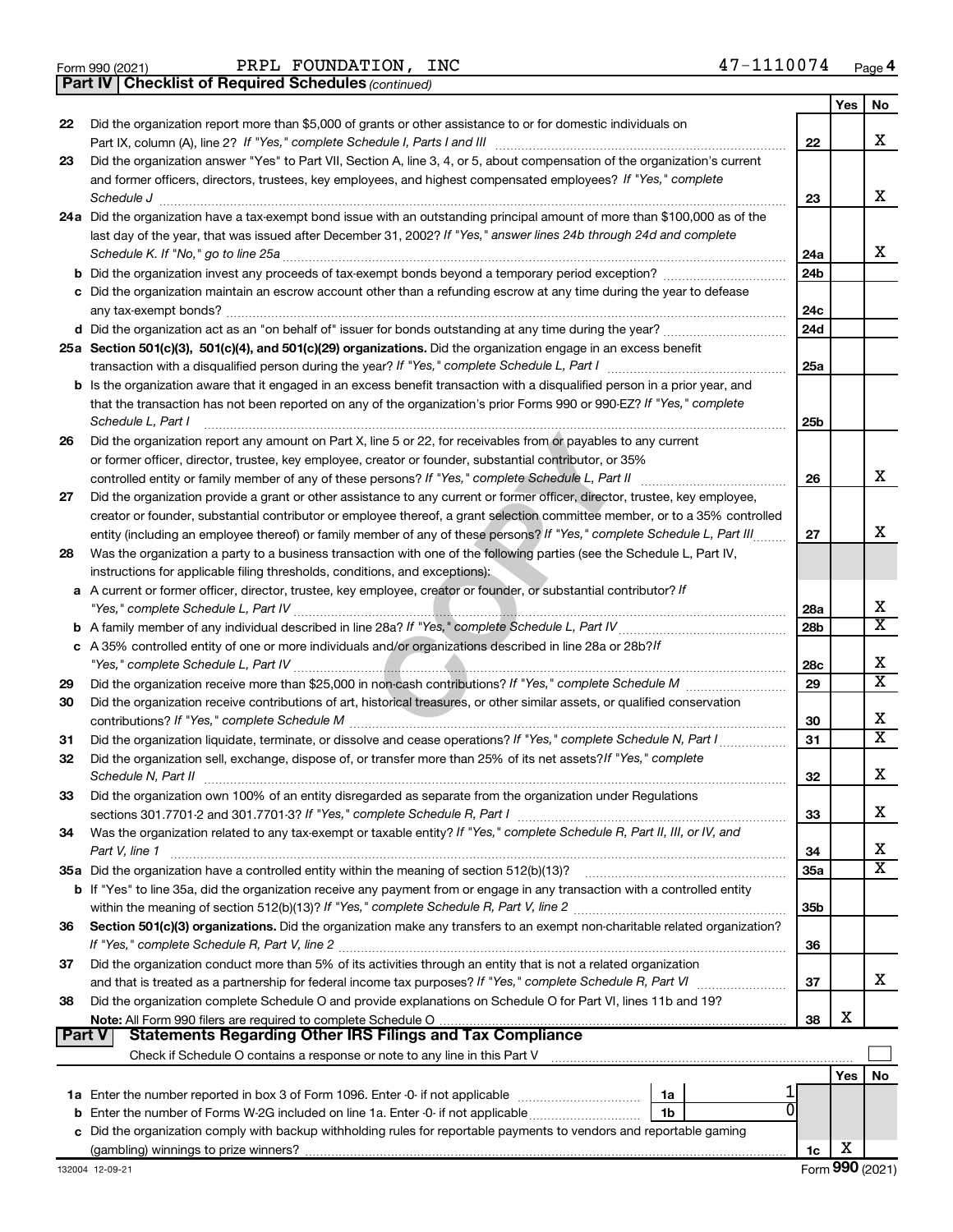Form 990 (2021) PRPL FOUNDATION, INC 47-1110074 Page **4**

**Part IV | Checklist of Required Schedules** *(continued)*

| | | | Yes | No |
|---|---|---|---|---|
| 22 | Did the organization report more than $5,000 of grants or other assistance to or for domestic individuals on Part IX, column (A), line 2? *If "Yes," complete Schedule I, Parts I and III* | 22 | | X |
| 23 | Did the organization answer "Yes" to Part VII, Section A, line 3, 4, or 5, about compensation of the organization's current and former officers, directors, trustees, key employees, and highest compensated employees? *If "Yes," complete Schedule J* | 23 | | X |
| 24a | Did the organization have a tax-exempt bond issue with an outstanding principal amount of more than $100,000 as of the last day of the year, that was issued after December 31, 2002? *If "Yes," answer lines 24b through 24d and complete Schedule K. If "No," go to line 25a* | 24a | | X |
| b | Did the organization invest any proceeds of tax-exempt bonds beyond a temporary period exception? | 24b | | |
| c | Did the organization maintain an escrow account other than a refunding escrow at any time during the year to defease any tax-exempt bonds? | 24c | | |
| d | Did the organization act as an "on behalf of" issuer for bonds outstanding at any time during the year? | 24d | | |
| 25a | **Section 501(c)(3), 501(c)(4), and 501(c)(29) organizations.** Did the organization engage in an excess benefit transaction with a disqualified person during the year? *If "Yes," complete Schedule L, Part I* | 25a | | |
| b | Is the organization aware that it engaged in an excess benefit transaction with a disqualified person in a prior year, and that the transaction has not been reported on any of the organization's prior Forms 990 or 990-EZ? *If "Yes," complete Schedule L, Part I* | 25b | | |
| 26 | Did the organization report any amount on Part X, line 5 or 22, for receivables from or payables to any current or former officer, director, trustee, key employee, creator or founder, substantial contributor, or 35% controlled entity or family member of any of these persons? *If "Yes," complete Schedule L, Part II* | 26 | | X |
| 27 | Did the organization provide a grant or other assistance to any current or former officer, director, trustee, key employee, creator or founder, substantial contributor or employee thereof, a grant selection committee member, or to a 35% controlled entity (including an employee thereof) or family member of any of these persons? *If "Yes," complete Schedule L, Part III* | 27 | | X |
| 28 | Was the organization a party to a business transaction with one of the following parties (see the Schedule L, Part IV, instructions for applicable filing thresholds, conditions, and exceptions): | | | |
| a | A current or former officer, director, trustee, key employee, creator or founder, or substantial contributor? *If "Yes," complete Schedule L, Part IV* | 28a | | X |
| b | A family member of any individual described in line 28a? *If "Yes," complete Schedule L, Part IV* | 28b | | X |
| c | A 35% controlled entity of one or more individuals and/or organizations described in line 28a or 28b? *If "Yes," complete Schedule L, Part IV* | 28c | | X |
| 29 | Did the organization receive more than $25,000 in non-cash contributions? *If "Yes," complete Schedule M* | 29 | | X |
| 30 | Did the organization receive contributions of art, historical treasures, or other similar assets, or qualified conservation contributions? *If "Yes," complete Schedule M* | 30 | | X |
| 31 | Did the organization liquidate, terminate, or dissolve and cease operations? *If "Yes," complete Schedule N, Part I* | 31 | | X |
| 32 | Did the organization sell, exchange, dispose of, or transfer more than 25% of its net assets? *If "Yes," complete Schedule N, Part II* | 32 | | X |
| 33 | Did the organization own 100% of an entity disregarded as separate from the organization under Regulations sections 301.7701-2 and 301.7701-3? *If "Yes," complete Schedule R, Part I* | 33 | | X |
| 34 | Was the organization related to any tax-exempt or taxable entity? *If "Yes," complete Schedule R, Part II, III, or IV, and Part V, line 1* | 34 | | X |
| 35a | Did the organization have a controlled entity within the meaning of section 512(b)(13)? | 35a | | X |
| b | If "Yes" to line 35a, did the organization receive any payment from or engage in any transaction with a controlled entity within the meaning of section 512(b)(13)? *If "Yes," complete Schedule R, Part V, line 2* | 35b | | |
| 36 | **Section 501(c)(3) organizations.** Did the organization make any transfers to an exempt non-charitable related organization? *If "Yes," complete Schedule R, Part V, line 2* | 36 | | |
| 37 | Did the organization conduct more than 5% of its activities through an entity that is not a related organization and that is treated as a partnership for federal income tax purposes? *If "Yes," complete Schedule R, Part VI* | 37 | | X |
| 38 | Did the organization complete Schedule O and provide explanations on Schedule O for Part VI, lines 11b and 19? **Note:** All Form 990 filers are required to complete Schedule O | 38 | X | |

**Part V | Statements Regarding Other IRS Filings and Tax Compliance**

Check if Schedule O contains a response or note to any line in this Part V ☐

| | | | | | Yes | No |
|---|---|---|---|---|---|---|
| 1a | Enter the number reported in box 3 of Form 1096. Enter -0- if not applicable | 1a | 1 | | | |
| b | Enter the number of Forms W-2G included on line 1a. Enter -0- if not applicable | 1b | 0 | | | |
| c | Did the organization comply with backup withholding rules for reportable payments to vendors and reportable gaming (gambling) winnings to prize winners? | | | 1c | X | |

132004 12-09-21 Form **990** (2021)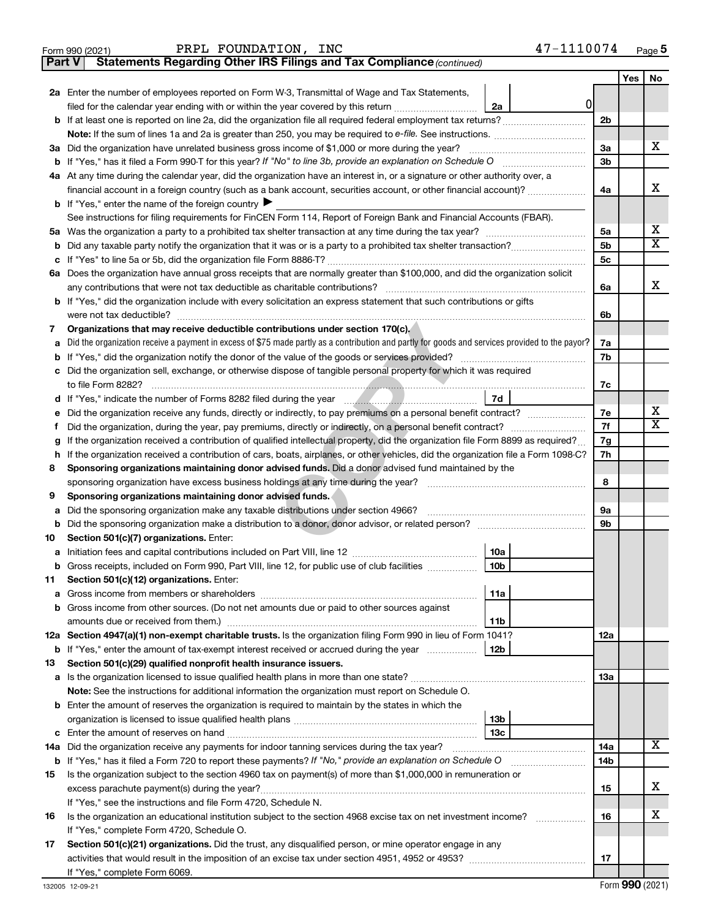Form 990 (2021) PRPL FOUNDATION, INC 47-1110074

## Part V Statements Regarding Other IRS Filings and Tax Compliance *(continued)*

| | | | | Line | Yes | No |
|---|---|---|---|---|---|---|
| **2a** | Enter the number of employees reported on Form W-3, Transmittal of Wage and Tax Statements, filed for the calendar year ending with or within the year covered by this return | 2a | 0 | | | |
| **b** | If at least one is reported on line 2a, did the organization file all required federal employment tax returns? | | | 2b | | |
| | **Note:** If the sum of lines 1a and 2a is greater than 250, you may be required to *e-file.* See instructions. | | | | | |
| **3a** | Did the organization have unrelated business gross income of $1,000 or more during the year? | | | 3a | | X |
| **b** | If "Yes," has it filed a Form 990-T for this year? *If "No" to line 3b, provide an explanation on Schedule O* | | | 3b | | |
| **4a** | At any time during the calendar year, did the organization have an interest in, or a signature or other authority over, a financial account in a foreign country (such as a bank account, securities account, or other financial account)? | | | 4a | | X |
| **b** | If "Yes," enter the name of the foreign country ▶ | | | | | |
| | See instructions for filing requirements for FinCEN Form 114, Report of Foreign Bank and Financial Accounts (FBAR). | | | | | |
| **5a** | Was the organization a party to a prohibited tax shelter transaction at any time during the tax year? | | | 5a | | X |
| **b** | Did any taxable party notify the organization that it was or is a party to a prohibited tax shelter transaction? | | | 5b | | X |
| **c** | If "Yes" to line 5a or 5b, did the organization file Form 8886-T? | | | 5c | | |
| **6a** | Does the organization have annual gross receipts that are normally greater than $100,000, and did the organization solicit any contributions that were not tax deductible as charitable contributions? | | | 6a | | X |
| **b** | If "Yes," did the organization include with every solicitation an express statement that such contributions or gifts were not tax deductible? | | | 6b | | |
| **7** | **Organizations that may receive deductible contributions under section 170(c).** | | | | | |
| **a** | Did the organization receive a payment in excess of $75 made partly as a contribution and partly for goods and services provided to the payor? | | | 7a | | |
| **b** | If "Yes," did the organization notify the donor of the value of the goods or services provided? | | | 7b | | |
| **c** | Did the organization sell, exchange, or otherwise dispose of tangible personal property for which it was required to file Form 8282? | | | 7c | | |
| **d** | If "Yes," indicate the number of Forms 8282 filed during the year | 7d | | | | |
| **e** | Did the organization receive any funds, directly or indirectly, to pay premiums on a personal benefit contract? | | | 7e | | X |
| **f** | Did the organization, during the year, pay premiums, directly or indirectly, on a personal benefit contract? | | | 7f | | X |
| **g** | If the organization received a contribution of qualified intellectual property, did the organization file Form 8899 as required? | | | 7g | | |
| **h** | If the organization received a contribution of cars, boats, airplanes, or other vehicles, did the organization file a Form 1098-C? | | | 7h | | |
| **8** | **Sponsoring organizations maintaining donor advised funds.** Did a donor advised fund maintained by the sponsoring organization have excess business holdings at any time during the year? | | | 8 | | |
| **9** | **Sponsoring organizations maintaining donor advised funds.** | | | | | |
| **a** | Did the sponsoring organization make any taxable distributions under section 4966? | | | 9a | | |
| **b** | Did the sponsoring organization make a distribution to a donor, donor advisor, or related person? | | | 9b | | |
| **10** | **Section 501(c)(7) organizations.** Enter: | | | | | |
| **a** | Initiation fees and capital contributions included on Part VIII, line 12 | 10a | | | | |
| **b** | Gross receipts, included on Form 990, Part VIII, line 12, for public use of club facilities | 10b | | | | |
| **11** | **Section 501(c)(12) organizations.** Enter: | | | | | |
| **a** | Gross income from members or shareholders | 11a | | | | |
| **b** | Gross income from other sources. (Do not net amounts due or paid to other sources against amounts due or received from them.) | 11b | | | | |
| **12a** | **Section 4947(a)(1) non-exempt charitable trusts.** Is the organization filing Form 990 in lieu of Form 1041? | | | 12a | | |
| **b** | If "Yes," enter the amount of tax-exempt interest received or accrued during the year | 12b | | | | |
| **13** | **Section 501(c)(29) qualified nonprofit health insurance issuers.** | | | | | |
| **a** | Is the organization licensed to issue qualified health plans in more than one state? | | | 13a | | |
| | **Note:** See the instructions for additional information the organization must report on Schedule O. | | | | | |
| **b** | Enter the amount of reserves the organization is required to maintain by the states in which the organization is licensed to issue qualified health plans | 13b | | | | |
| **c** | Enter the amount of reserves on hand | 13c | | | | |
| **14a** | Did the organization receive any payments for indoor tanning services during the tax year? | | | 14a | | X |
| **b** | If "Yes," has it filed a Form 720 to report these payments? *If "No," provide an explanation on Schedule O* | | | 14b | | |
| **15** | Is the organization subject to the section 4960 tax on payment(s) of more than $1,000,000 in remuneration or excess parachute payment(s) during the year? | | | 15 | | X |
| | If "Yes," see the instructions and file Form 4720, Schedule N. | | | | | |
| **16** | Is the organization an educational institution subject to the section 4968 excise tax on net investment income? | | | 16 | | X |
| | If "Yes," complete Form 4720, Schedule O. | | | | | |
| **17** | **Section 501(c)(21) organizations.** Did the trust, any disqualified person, or mine operator engage in any activities that would result in the imposition of an excise tax under section 4951, 4952 or 4953? | | | 17 | | |
| | If "Yes," complete Form 6069. | | | | | |

132005 12-09-21 Form **990** (2021)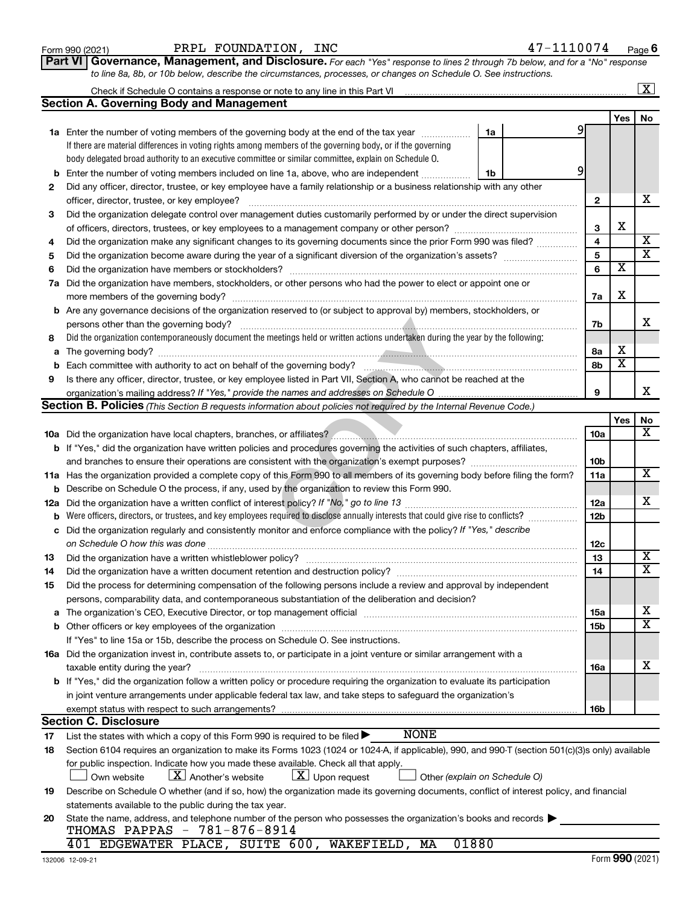Form 990 (2021) PRPL FOUNDATION, INC 47-1110074 Page 6

**Part VI Governance, Management, and Disclosure.** *For each "Yes" response to lines 2 through 7b below, and for a "No" response to line 8a, 8b, or 10b below, describe the circumstances, processes, or changes on Schedule O. See instructions.*

Check if Schedule O contains a response or note to any line in this Part VI [X]

## Section A. Governing Body and Management

| | | | | Yes | No |
|---|---|---|---|---|---|
| 1a | Enter the number of voting members of the governing body at the end of the tax year — 1a: 9. If there are material differences in voting rights among members of the governing body, or if the governing body delegated broad authority to an executive committee or similar committee, explain on Schedule O. | | | | |
| b | Enter the number of voting members included on line 1a, above, who are independent — 1b: 9 | | | | |
| 2 | Did any officer, director, trustee, or key employee have a family relationship or a business relationship with any other officer, director, trustee, or key employee? | | 2 | | X |
| 3 | Did the organization delegate control over management duties customarily performed by or under the direct supervision of officers, directors, trustees, or key employees to a management company or other person? | | 3 | X | |
| 4 | Did the organization make any significant changes to its governing documents since the prior Form 990 was filed? | | 4 | | X |
| 5 | Did the organization become aware during the year of a significant diversion of the organization's assets? | | 5 | | X |
| 6 | Did the organization have members or stockholders? | | 6 | X | |
| 7a | Did the organization have members, stockholders, or other persons who had the power to elect or appoint one or more members of the governing body? | | 7a | X | |
| b | Are any governance decisions of the organization reserved to (or subject to approval by) members, stockholders, or persons other than the governing body? | | 7b | | X |
| 8 | Did the organization contemporaneously document the meetings held or written actions undertaken during the year by the following: | | | | |
| a | The governing body? | | 8a | X | |
| b | Each committee with authority to act on behalf of the governing body? | | 8b | X | |
| 9 | Is there any officer, director, trustee, or key employee listed in Part VII, Section A, who cannot be reached at the organization's mailing address? *If "Yes," provide the names and addresses on Schedule O* | | 9 | | X |

## Section B. Policies *(This Section B requests information about policies not required by the Internal Revenue Code.)*

| | | | Yes | No |
|---|---|---|---|---|
| 10a | Did the organization have local chapters, branches, or affiliates? | 10a | | X |
| b | If "Yes," did the organization have written policies and procedures governing the activities of such chapters, affiliates, and branches to ensure their operations are consistent with the organization's exempt purposes? | 10b | | |
| 11a | Has the organization provided a complete copy of this Form 990 to all members of its governing body before filing the form? | 11a | | X |
| b | Describe on Schedule O the process, if any, used by the organization to review this Form 990. | | | |
| 12a | Did the organization have a written conflict of interest policy? *If "No," go to line 13* | 12a | | X |
| b | Were officers, directors, or trustees, and key employees required to disclose annually interests that could give rise to conflicts? | 12b | | |
| c | Did the organization regularly and consistently monitor and enforce compliance with the policy? *If "Yes," describe on Schedule O how this was done* | 12c | | |
| 13 | Did the organization have a written whistleblower policy? | 13 | | X |
| 14 | Did the organization have a written document retention and destruction policy? | 14 | | X |
| 15 | Did the process for determining compensation of the following persons include a review and approval by independent persons, comparability data, and contemporaneous substantiation of the deliberation and decision? | | | |
| a | The organization's CEO, Executive Director, or top management official | 15a | | X |
| b | Other officers or key employees of the organization | 15b | | X |
| | If "Yes" to line 15a or 15b, describe the process on Schedule O. See instructions. | | | |
| 16a | Did the organization invest in, contribute assets to, or participate in a joint venture or similar arrangement with a taxable entity during the year? | 16a | | X |
| b | If "Yes," did the organization follow a written policy or procedure requiring the organization to evaluate its participation in joint venture arrangements under applicable federal tax law, and take steps to safeguard the organization's exempt status with respect to such arrangements? | 16b | | |

## Section C. Disclosure

17 List the states with which a copy of this Form 990 is required to be filed ▶ NONE

18 Section 6104 requires an organization to make its Forms 1023 (1024 or 1024-A, if applicable), 990, and 990-T (section 501(c)(3)s only) available for public inspection. Indicate how you made these available. Check all that apply.

[ ] Own website [X] Another's website [X] Upon request [ ] Other *(explain on Schedule O)*

19 Describe on Schedule O whether (and if so, how) the organization made its governing documents, conflict of interest policy, and financial statements available to the public during the tax year.

20 State the name, address, and telephone number of the person who possesses the organization's books and records ▶

THOMAS PAPPAS - 781-876-8914

401 EDGEWATER PLACE, SUITE 600, WAKEFIELD, MA 01880

132006 12-09-21 Form **990** (2021)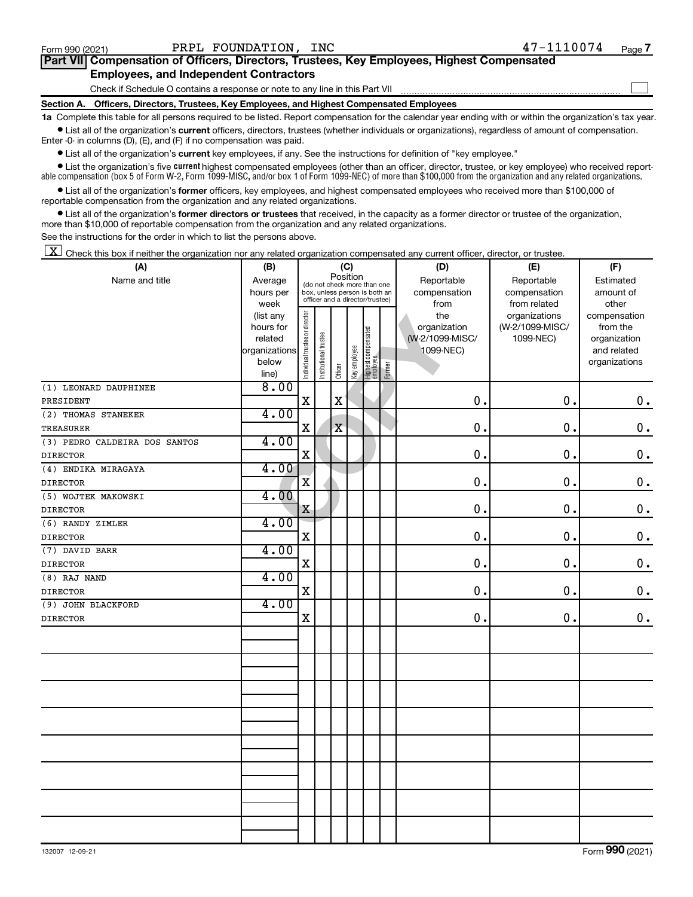Form 990 (2021) PRPL FOUNDATION, INC 47-1110074

## Part VII Compensation of Officers, Directors, Trustees, Key Employees, Highest Compensated Employees, and Independent Contractors

Check if Schedule O contains a response or note to any line in this Part VII ☐

### Section A. Officers, Directors, Trustees, Key Employees, and Highest Compensated Employees

**1a** Complete this table for all persons required to be listed. Report compensation for the calendar year ending with or within the organization's tax year.

- List all of the organization's **current** officers, directors, trustees (whether individuals or organizations), regardless of amount of compensation. Enter -0- in columns (D), (E), and (F) if no compensation was paid.
- List all of the organization's **current** key employees, if any. See the instructions for definition of "key employee."
- List the organization's five **current** highest compensated employees (other than an officer, director, trustee, or key employee) who received reportable compensation (box 5 of Form W-2, Form 1099-MISC, and/or box 1 of Form 1099-NEC) of more than $100,000 from the organization and any related organizations.
- List all of the organization's **former** officers, key employees, and highest compensated employees who received more than $100,000 of reportable compensation from the organization and any related organizations.
- List all of the organization's **former directors or trustees** that received, in the capacity as a former director or trustee of the organization, more than $10,000 of reportable compensation from the organization and any related organizations.

See the instructions for the order in which to list the persons above.

☒ Check this box if neither the organization nor any related organization compensated any current officer, director, or trustee.

| (A) Name and title | (B) Average hours per week (list any hours for related organizations below line) | (C) Position: Individual trustee or director | Institutional trustee | Officer | Key employee | Highest compensated employee | Former | (D) Reportable compensation from the organization (W-2/1099-MISC/1099-NEC) | (E) Reportable compensation from related organizations (W-2/1099-MISC/1099-NEC) | (F) Estimated amount of other compensation from the organization and related organizations |
|---|---|---|---|---|---|---|---|---|---|---|
| (1) LEONARD DAUPHINEE<br>PRESIDENT | 8.00 | X | | X | | | | 0. | 0. | 0. |
| (2) THOMAS STANEKER<br>TREASURER | 4.00 | X | | X | | | | 0. | 0. | 0. |
| (3) PEDRO CALDEIRA DOS SANTOS<br>DIRECTOR | 4.00 | X | | | | | | 0. | 0. | 0. |
| (4) ENDIKA MIRAGAYA<br>DIRECTOR | 4.00 | X | | | | | | 0. | 0. | 0. |
| (5) WOJTEK MAKOWSKI<br>DIRECTOR | 4.00 | X | | | | | | 0. | 0. | 0. |
| (6) RANDY ZIMLER<br>DIRECTOR | 4.00 | X | | | | | | 0. | 0. | 0. |
| (7) DAVID BARR<br>DIRECTOR | 4.00 | X | | | | | | 0. | 0. | 0. |
| (8) RAJ NAND<br>DIRECTOR | 4.00 | X | | | | | | 0. | 0. | 0. |
| (9) JOHN BLACKFORD<br>DIRECTOR | 4.00 | X | | | | | | 0. | 0. | 0. |

132007 12-09-21 Form 990 (2021)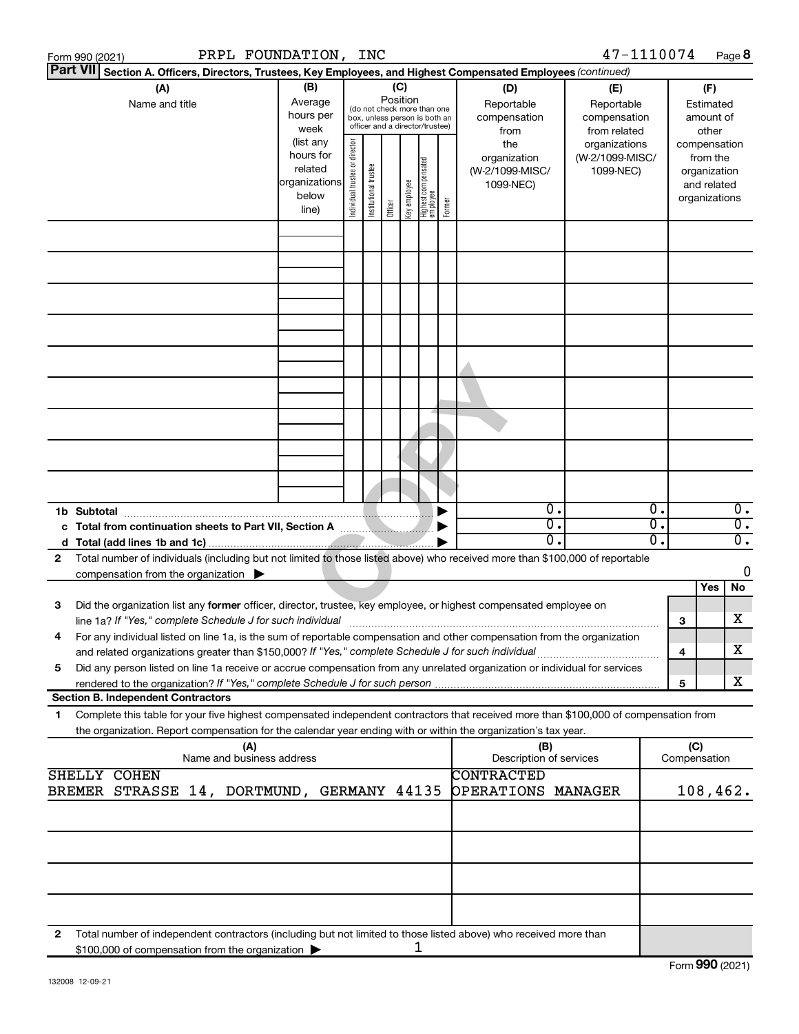Form 990 (2021) PRPL FOUNDATION, INC 47-1110074

**Part VII Section A. Officers, Directors, Trustees, Key Employees, and Highest Compensated Employees** *(continued)*

| (A) Name and title | (B) Average hours per week (list any hours for related organizations below line) | (C) Position: Individual trustee or director | Institutional trustee | Officer | Key employee | Highest compensated employee | Former | (D) Reportable compensation from the organization (W-2/1099-MISC/1099-NEC) | (E) Reportable compensation from related organizations (W-2/1099-MISC/1099-NEC) | (F) Estimated amount of other compensation from the organization and related organizations |
|---|---|---|---|---|---|---|---|---|---|---|
| | | | | | | | | | | |
| | | | | | | | | | | |
| | | | | | | | | | | |
| | | | | | | | | | | |
| | | | | | | | | | | |
| | | | | | | | | | | |
| | | | | | | | | | | |
| | | | | | | | | | | |
| | | | | | | | | | | |
| **1b Subtotal** | | | | | | | | 0. | 0. | 0. |
| **c Total from continuation sheets to Part VII, Section A** | | | | | | | | 0. | 0. | 0. |
| **d Total (add lines 1b and 1c)** | | | | | | | | 0. | 0. | 0. |

**2** Total number of individuals (including but not limited to those listed above) who received more than $100,000 of reportable compensation from the organization ▶ 0

| | | | Yes | No |
|---|---|---|---|---|
| **3** | Did the organization list any **former** officer, director, trustee, key employee, or highest compensated employee on line 1a? *If "Yes," complete Schedule J for such individual* | 3 | | X |
| **4** | For any individual listed on line 1a, is the sum of reportable compensation and other compensation from the organization and related organizations greater than $150,000? *If "Yes," complete Schedule J for such individual* | 4 | | X |
| **5** | Did any person listed on line 1a receive or accrue compensation from any unrelated organization or individual for services rendered to the organization? *If "Yes," complete Schedule J for such person* | 5 | | X |

**Section B. Independent Contractors**

**1** Complete this table for your five highest compensated independent contractors that received more than $100,000 of compensation from the organization. Report compensation for the calendar year ending with or within the organization's tax year.

| (A) Name and business address | (B) Description of services | (C) Compensation |
|---|---|---|
| SHELLY COHEN<br>BREMER STRASSE 14, DORTMUND, GERMANY 44135 | CONTRACTED OPERATIONS MANAGER | 108,462. |
| | | |
| | | |
| | | |
| | | |

**2** Total number of independent contractors (including but not limited to those listed above) who received more than $100,000 of compensation from the organization ▶ 1

132008 12-09-21 Form **990** (2021)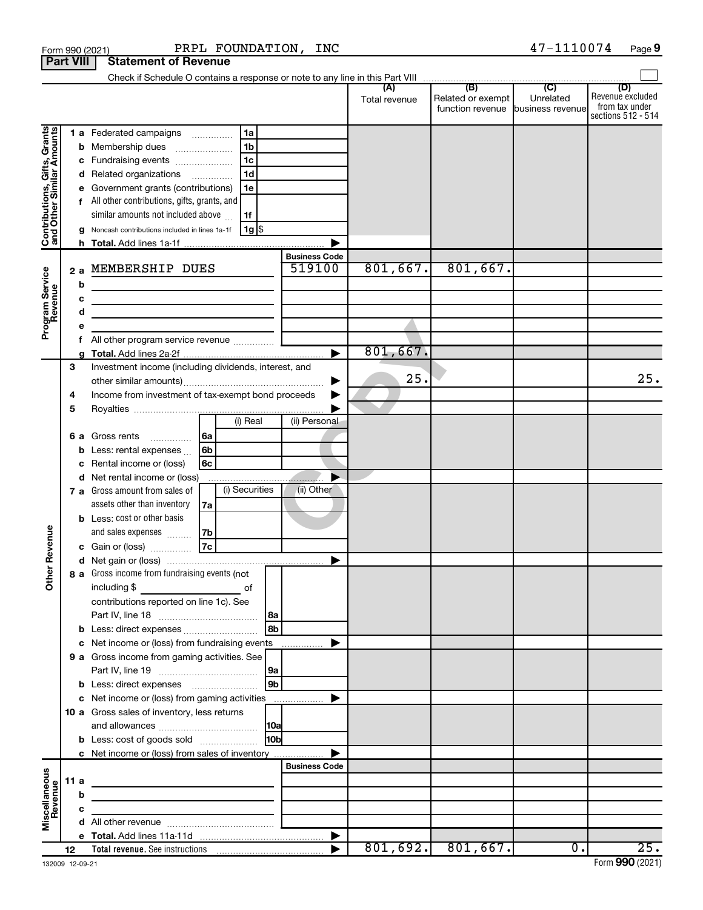Form 990 (2021) PRPL FOUNDATION, INC 47-1110074

## Part VIII Statement of Revenue

Check if Schedule O contains a response or note to any line in this Part VIII

| | | | (A) Total revenue | (B) Related or exempt function revenue | (C) Unrelated business revenue | (D) Revenue excluded from tax under sections 512 - 514 |
|---|---|---|---|---|---|---|
| **Contributions, Gifts, Grants and Other Similar Amounts** | 1a Federated campaigns | 1a | | | | |
| | b Membership dues | 1b | | | | |
| | c Fundraising events | 1c | | | | |
| | d Related organizations | 1d | | | | |
| | e Government grants (contributions) | 1e | | | | |
| | f All other contributions, gifts, grants, and similar amounts not included above | 1f | | | | |
| | g Noncash contributions included in lines 1a-1f | 1g $ | | | | |
| | h Total. Add lines 1a-1f | | | | | |
| **Program Service Revenue** | | **Business Code** | | | | |
| | 2a MEMBERSHIP DUES | 519100 | 801,667. | 801,667. | | |
| | b | | | | | |
| | c | | | | | |
| | d | | | | | |
| | e | | | | | |
| | f All other program service revenue | | | | | |
| | g Total. Add lines 2a-2f | | 801,667. | | | |
| **Other Revenue** | 3 Investment income (including dividends, interest, and other similar amounts) | | 25. | | | 25. |
| | 4 Income from investment of tax-exempt bond proceeds | | | | | |
| | 5 Royalties | | | | | |
| | 6a Gross rents 6a — (i) Real / (ii) Personal | | | | | |
| | b Less: rental expenses 6b | | | | | |
| | c Rental income or (loss) 6c | | | | | |
| | d Net rental income or (loss) | | | | | |
| | 7a Gross amount from sales of assets other than inventory 7a — (i) Securities / (ii) Other | | | | | |
| | b Less: cost or other basis and sales expenses 7b | | | | | |
| | c Gain or (loss) 7c | | | | | |
| | d Net gain or (loss) | | | | | |
| | 8a Gross income from fundraising events (not including $ of contributions reported on line 1c). See Part IV, line 18 | 8a | | | | |
| | b Less: direct expenses | 8b | | | | |
| | c Net income or (loss) from fundraising events | | | | | |
| | 9a Gross income from gaming activities. See Part IV, line 19 | 9a | | | | |
| | b Less: direct expenses | 9b | | | | |
| | c Net income or (loss) from gaming activities | | | | | |
| | 10a Gross sales of inventory, less returns and allowances | 10a | | | | |
| | b Less: cost of goods sold | 10b | | | | |
| | c Net income or (loss) from sales of inventory | | | | | |
| **Miscellaneous Revenue** | | **Business Code** | | | | |
| | 11a | | | | | |
| | b | | | | | |
| | c | | | | | |
| | d All other revenue | | | | | |
| | e Total. Add lines 11a-11d | | | | | |
| | 12 **Total revenue.** See instructions | | 801,692. | 801,667. | 0. | 25. |

132009 12-09-21

Form **990** (2021)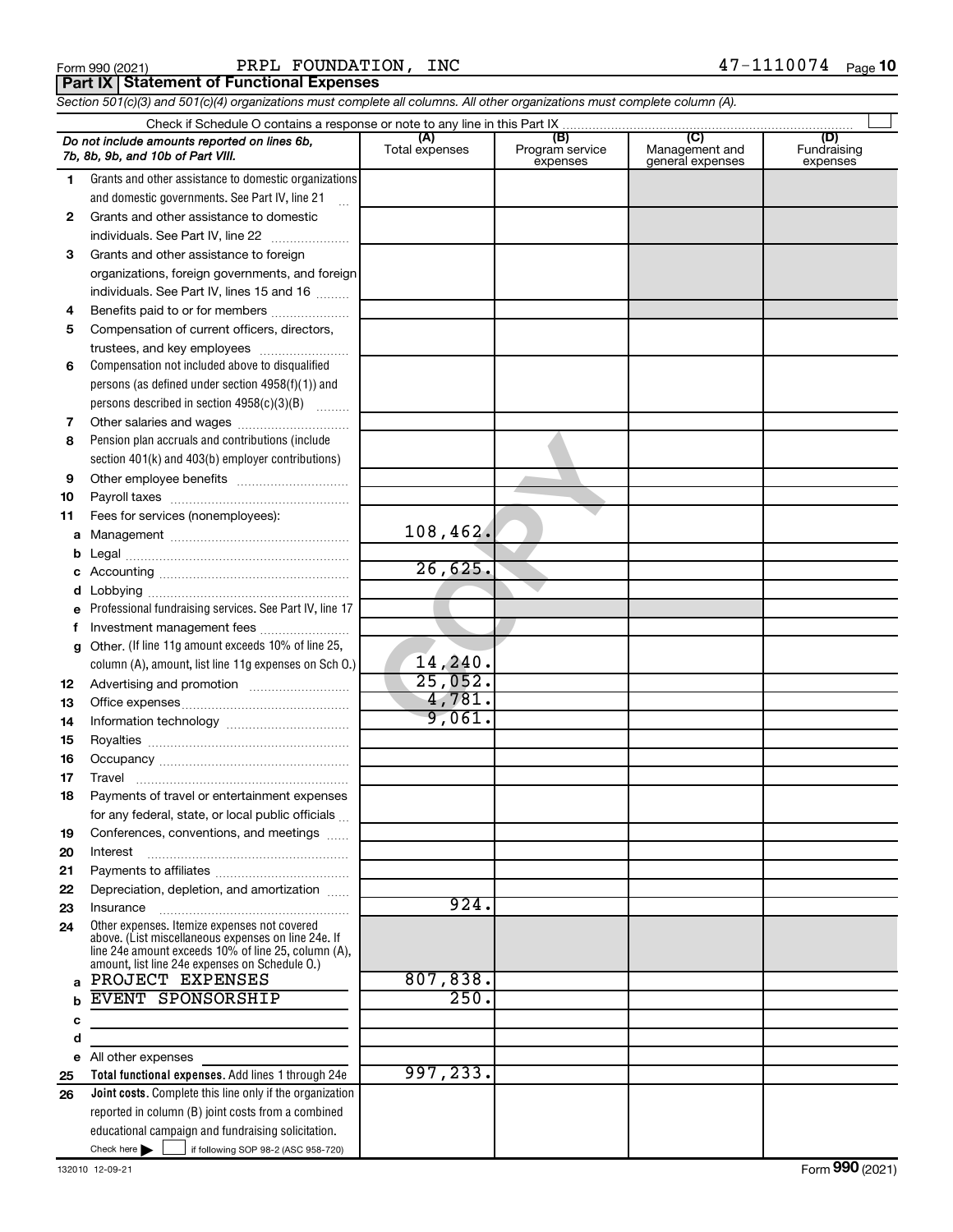Form 990 (2021) PRPL FOUNDATION, INC 47-1110074

## Part IX Statement of Functional Expenses

*Section 501(c)(3) and 501(c)(4) organizations must complete all columns. All other organizations must complete column (A).*

Check if Schedule O contains a response or note to any line in this Part IX

| | *Do not include amounts reported on lines 6b, 7b, 8b, 9b, and 10b of Part VIII.* | (A) Total expenses | (B) Program service expenses | (C) Management and general expenses | (D) Fundraising expenses |
|---|---|---|---|---|---|
| 1 | Grants and other assistance to domestic organizations and domestic governments. See Part IV, line 21 | | | | |
| 2 | Grants and other assistance to domestic individuals. See Part IV, line 22 | | | | |
| 3 | Grants and other assistance to foreign organizations, foreign governments, and foreign individuals. See Part IV, lines 15 and 16 | | | | |
| 4 | Benefits paid to or for members | | | | |
| 5 | Compensation of current officers, directors, trustees, and key employees | | | | |
| 6 | Compensation not included above to disqualified persons (as defined under section 4958(f)(1)) and persons described in section 4958(c)(3)(B) | | | | |
| 7 | Other salaries and wages | | | | |
| 8 | Pension plan accruals and contributions (include section 401(k) and 403(b) employer contributions) | | | | |
| 9 | Other employee benefits | | | | |
| 10 | Payroll taxes | | | | |
| 11 | Fees for services (nonemployees): | | | | |
| a | Management | 108,462. | | | |
| b | Legal | | | | |
| c | Accounting | 26,625. | | | |
| d | Lobbying | | | | |
| e | Professional fundraising services. See Part IV, line 17 | | | | |
| f | Investment management fees | | | | |
| g | Other. (If line 11g amount exceeds 10% of line 25, column (A), amount, list line 11g expenses on Sch O.) | 14,240. | | | |
| 12 | Advertising and promotion | 25,052. | | | |
| 13 | Office expenses | 4,781. | | | |
| 14 | Information technology | 9,061. | | | |
| 15 | Royalties | | | | |
| 16 | Occupancy | | | | |
| 17 | Travel | | | | |
| 18 | Payments of travel or entertainment expenses for any federal, state, or local public officials | | | | |
| 19 | Conferences, conventions, and meetings | | | | |
| 20 | Interest | | | | |
| 21 | Payments to affiliates | | | | |
| 22 | Depreciation, depletion, and amortization | | | | |
| 23 | Insurance | 924. | | | |
| 24 | Other expenses. Itemize expenses not covered above. (List miscellaneous expenses on line 24e. If line 24e amount exceeds 10% of line 25, column (A), amount, list line 24e expenses on Schedule O.) | | | | |
| a | PROJECT EXPENSES | 807,838. | | | |
| b | EVENT SPONSORSHIP | 250. | | | |
| c | | | | | |
| d | | | | | |
| e | All other expenses | | | | |
| 25 | **Total functional expenses.** Add lines 1 through 24e | 997,233. | | | |
| 26 | **Joint costs.** Complete this line only if the organization reported in column (B) joint costs from a combined educational campaign and fundraising solicitation. Check here if following SOP 98-2 (ASC 958-720) | | | | |

132010 12-09-21 Form **990** (2021)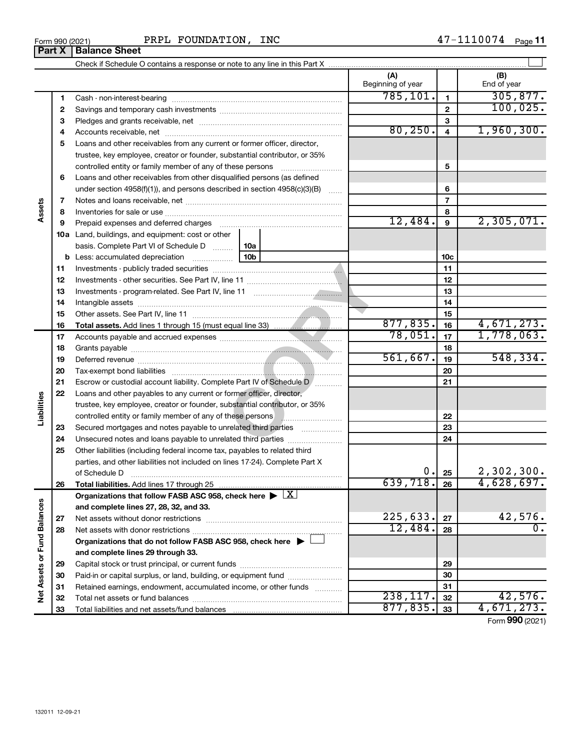Form 990 (2021) PRPL FOUNDATION, INC 47-1110074

## Part X | Balance Sheet

Check if Schedule O contains a response or note to any line in this Part X ☐

| | | | (A) Beginning of year | | (B) End of year |
|---|---|---|---|---|---|
| Assets | 1 | Cash - non-interest-bearing | 785,101. | 1 | 305,877. |
| | 2 | Savings and temporary cash investments | | 2 | 100,025. |
| | 3 | Pledges and grants receivable, net | | 3 | |
| | 4 | Accounts receivable, net | 80,250. | 4 | 1,960,300. |
| | 5 | Loans and other receivables from any current or former officer, director, trustee, key employee, creator or founder, substantial contributor, or 35% controlled entity or family member of any of these persons | | 5 | |
| | 6 | Loans and other receivables from other disqualified persons (as defined under section 4958(f)(1)), and persons described in section 4958(c)(3)(B) | | 6 | |
| | 7 | Notes and loans receivable, net | | 7 | |
| | 8 | Inventories for sale or use | | 8 | |
| | 9 | Prepaid expenses and deferred charges | 12,484. | 9 | 2,305,071. |
| | 10a | Land, buildings, and equipment: cost or other basis. Complete Part VI of Schedule D ... 10a | | | |
| | b | Less: accumulated depreciation ... 10b | | 10c | |
| | 11 | Investments - publicly traded securities | | 11 | |
| | 12 | Investments - other securities. See Part IV, line 11 | | 12 | |
| | 13 | Investments - program-related. See Part IV, line 11 | | 13 | |
| | 14 | Intangible assets | | 14 | |
| | 15 | Other assets. See Part IV, line 11 | | 15 | |
| | 16 | **Total assets.** Add lines 1 through 15 (must equal line 33) | 877,835. | 16 | 4,671,273. |
| Liabilities | 17 | Accounts payable and accrued expenses | 78,051. | 17 | 1,778,063. |
| | 18 | Grants payable | | 18 | |
| | 19 | Deferred revenue | 561,667. | 19 | 548,334. |
| | 20 | Tax-exempt bond liabilities | | 20 | |
| | 21 | Escrow or custodial account liability. Complete Part IV of Schedule D | | 21 | |
| | 22 | Loans and other payables to any current or former officer, director, trustee, key employee, creator or founder, substantial contributor, or 35% controlled entity or family member of any of these persons | | 22 | |
| | 23 | Secured mortgages and notes payable to unrelated third parties | | 23 | |
| | 24 | Unsecured notes and loans payable to unrelated third parties | | 24 | |
| | 25 | Other liabilities (including federal income tax, payables to related third parties, and other liabilities not included on lines 17-24). Complete Part X of Schedule D | 0. | 25 | 2,302,300. |
| | 26 | **Total liabilities.** Add lines 17 through 25 | 639,718. | 26 | 4,628,697. |
| Net Assets or Fund Balances | | **Organizations that follow FASB ASC 958, check here ▶ ☒ and complete lines 27, 28, 32, and 33.** | | | |
| | 27 | Net assets without donor restrictions | 225,633. | 27 | 42,576. |
| | 28 | Net assets with donor restrictions | 12,484. | 28 | 0. |
| | | **Organizations that do not follow FASB ASC 958, check here ▶ ☐ and complete lines 29 through 33.** | | | |
| | 29 | Capital stock or trust principal, or current funds | | 29 | |
| | 30 | Paid-in or capital surplus, or land, building, or equipment fund | | 30 | |
| | 31 | Retained earnings, endowment, accumulated income, or other funds | | 31 | |
| | 32 | Total net assets or fund balances | 238,117. | 32 | 42,576. |
| | 33 | Total liabilities and net assets/fund balances | 877,835. | 33 | 4,671,273. |

Form **990** (2021)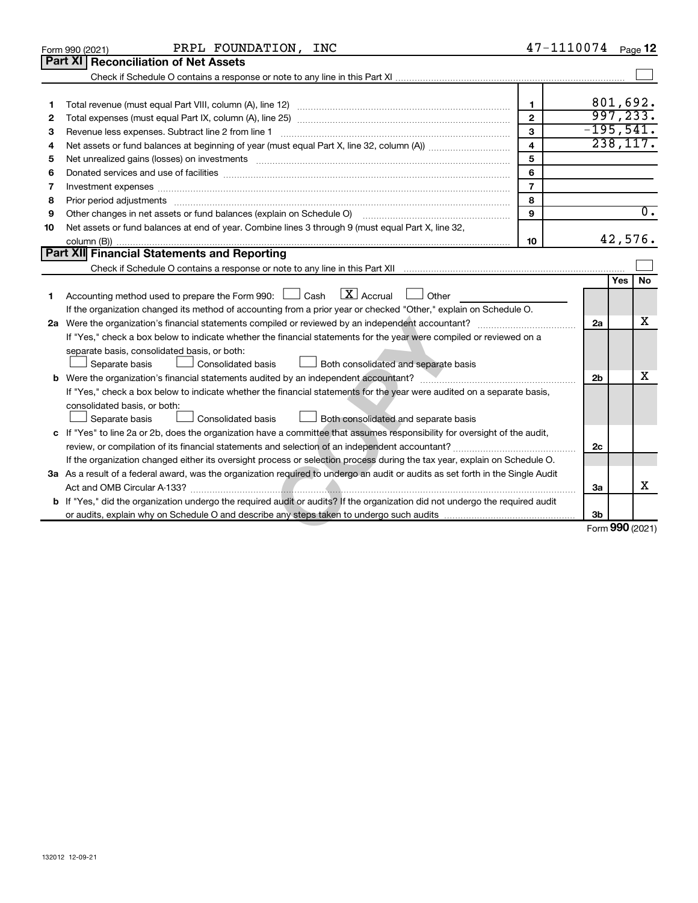Form 990 (2021) PRPL FOUNDATION, INC 47-1110074

## Part XI Reconciliation of Net Assets

Check if Schedule O contains a response or note to any line in this Part XI ☐

| | | | |
|---|---|---|---|
| 1 | Total revenue (must equal Part VIII, column (A), line 12) | 1 | 801,692. |
| 2 | Total expenses (must equal Part IX, column (A), line 25) | 2 | 997,233. |
| 3 | Revenue less expenses. Subtract line 2 from line 1 | 3 | -195,541. |
| 4 | Net assets or fund balances at beginning of year (must equal Part X, line 32, column (A)) | 4 | 238,117. |
| 5 | Net unrealized gains (losses) on investments | 5 | |
| 6 | Donated services and use of facilities | 6 | |
| 7 | Investment expenses | 7 | |
| 8 | Prior period adjustments | 8 | |
| 9 | Other changes in net assets or fund balances (explain on Schedule O) | 9 | 0. |
| 10 | Net assets or fund balances at end of year. Combine lines 3 through 9 (must equal Part X, line 32, column (B)) | 10 | 42,576. |

## Part XII Financial Statements and Reporting

Check if Schedule O contains a response or note to any line in this Part XII ☐

| | | | Yes | No |
|---|---|---|---|---|
| 1 | Accounting method used to prepare the Form 990: ☐ Cash ☒ Accrual ☐ Other<br>If the organization changed its method of accounting from a prior year or checked "Other," explain on Schedule O. | | | |
| 2a | Were the organization's financial statements compiled or reviewed by an independent accountant?<br>If "Yes," check a box below to indicate whether the financial statements for the year were compiled or reviewed on a separate basis, consolidated basis, or both:<br>☐ Separate basis ☐ Consolidated basis ☐ Both consolidated and separate basis | 2a | | X |
| b | Were the organization's financial statements audited by an independent accountant?<br>If "Yes," check a box below to indicate whether the financial statements for the year were audited on a separate basis, consolidated basis, or both:<br>☐ Separate basis ☐ Consolidated basis ☐ Both consolidated and separate basis | 2b | | X |
| c | If "Yes" to line 2a or 2b, does the organization have a committee that assumes responsibility for oversight of the audit, review, or compilation of its financial statements and selection of an independent accountant?<br>If the organization changed either its oversight process or selection process during the tax year, explain on Schedule O. | 2c | | |
| 3a | As a result of a federal award, was the organization required to undergo an audit or audits as set forth in the Single Audit Act and OMB Circular A-133? | 3a | | X |
| b | If "Yes," did the organization undergo the required audit or audits? If the organization did not undergo the required audit or audits, explain why on Schedule O and describe any steps taken to undergo such audits | 3b | | |

Form 990 (2021)

132012 12-09-21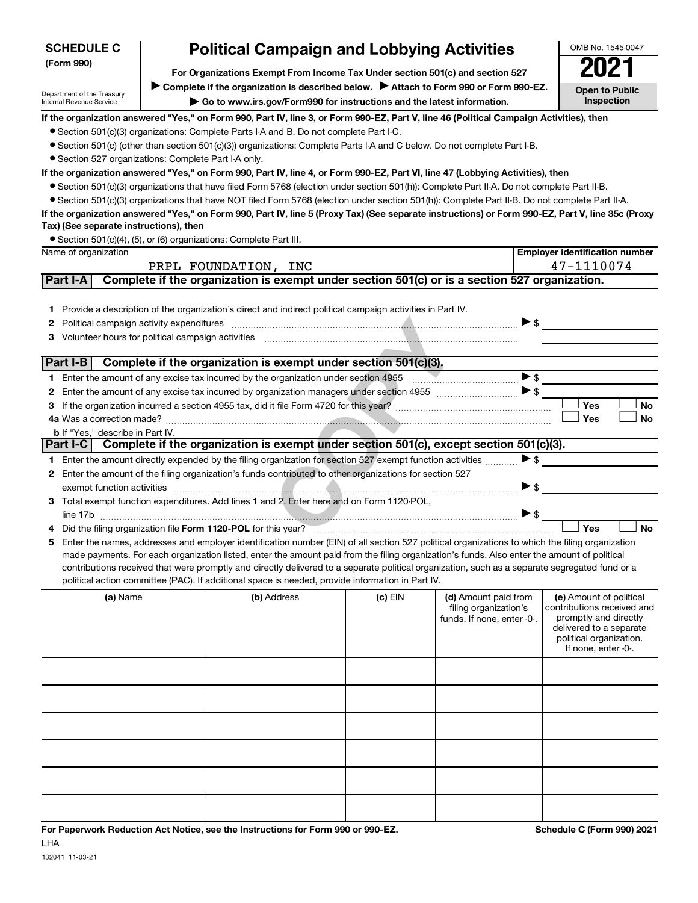**SCHEDULE C (Form 990)**

Department of the Treasury
Internal Revenue Service

# Political Campaign and Lobbying Activities

**For Organizations Exempt From Income Tax Under section 501(c) and section 527**

▶ **Complete if the organization is described below.** ▶ **Attach to Form 990 or Form 990-EZ.**

▶ **Go to www.irs.gov/Form990 for instructions and the latest information.**

OMB No. 1545-0047

**2021**

**Open to Public Inspection**

**If the organization answered "Yes," on Form 990, Part IV, line 3, or Form 990-EZ, Part V, line 46 (Political Campaign Activities), then**

- Section 501(c)(3) organizations: Complete Parts I-A and B. Do not complete Part I-C.
- Section 501(c) (other than section 501(c)(3)) organizations: Complete Parts I-A and C below. Do not complete Part I-B.
- Section 527 organizations: Complete Part I-A only.

**If the organization answered "Yes," on Form 990, Part IV, line 4, or Form 990-EZ, Part VI, line 47 (Lobbying Activities), then**

- Section 501(c)(3) organizations that have filed Form 5768 (election under section 501(h)): Complete Part II-A. Do not complete Part II-B.
- Section 501(c)(3) organizations that have NOT filed Form 5768 (election under section 501(h)): Complete Part II-B. Do not complete Part II-A.

**If the organization answered "Yes," on Form 990, Part IV, line 5 (Proxy Tax) (See separate instructions) or Form 990-EZ, Part V, line 35c (Proxy Tax) (See separate instructions), then**

- Section 501(c)(4), (5), or (6) organizations: Complete Part III.

| Name of organization | Employer identification number |
|---|---|
| PRPL FOUNDATION, INC | 47-1110074 |

## Part I-A Complete if the organization is exempt under section 501(c) or is a section 527 organization.

1. Provide a description of the organization's direct and indirect political campaign activities in Part IV.
2. Political campaign activity expenditures ▶ $
3. Volunteer hours for political campaign activities

## Part I-B Complete if the organization is exempt under section 501(c)(3).

1. Enter the amount of any excise tax incurred by the organization under section 4955 ▶ $
2. Enter the amount of any excise tax incurred by organization managers under section 4955 ▶ $
3. If the organization incurred a section 4955 tax, did it file Form 4720 for this year? ☐ Yes ☐ No

4a. Was a correction made? ☐ Yes ☐ No

b. If "Yes," describe in Part IV.

## Part I-C Complete if the organization is exempt under section 501(c), except section 501(c)(3).

1. Enter the amount directly expended by the filing organization for section 527 exempt function activities ▶ $
2. Enter the amount of the filing organization's funds contributed to other organizations for section 527 exempt function activities ▶ $
3. Total exempt function expenditures. Add lines 1 and 2. Enter here and on Form 1120-POL, line 17b ▶ $
4. Did the filing organization file **Form 1120-POL** for this year? ☐ Yes ☐ No
5. Enter the names, addresses and employer identification number (EIN) of all section 527 political organizations to which the filing organization made payments. For each organization listed, enter the amount paid from the filing organization's funds. Also enter the amount of political contributions received that were promptly and directly delivered to a separate political organization, such as a separate segregated fund or a political action committee (PAC). If additional space is needed, provide information in Part IV.

| (a) Name | (b) Address | (c) EIN | (d) Amount paid from filing organization's funds. If none, enter -0-. | (e) Amount of political contributions received and promptly and directly delivered to a separate political organization. If none, enter -0-. |
|---|---|---|---|---|
| | | | | |
| | | | | |
| | | | | |
| | | | | |
| | | | | |
| | | | | |

**For Paperwork Reduction Act Notice, see the Instructions for Form 990 or 990-EZ.** **Schedule C (Form 990) 2021**

LHA

132041 11-03-21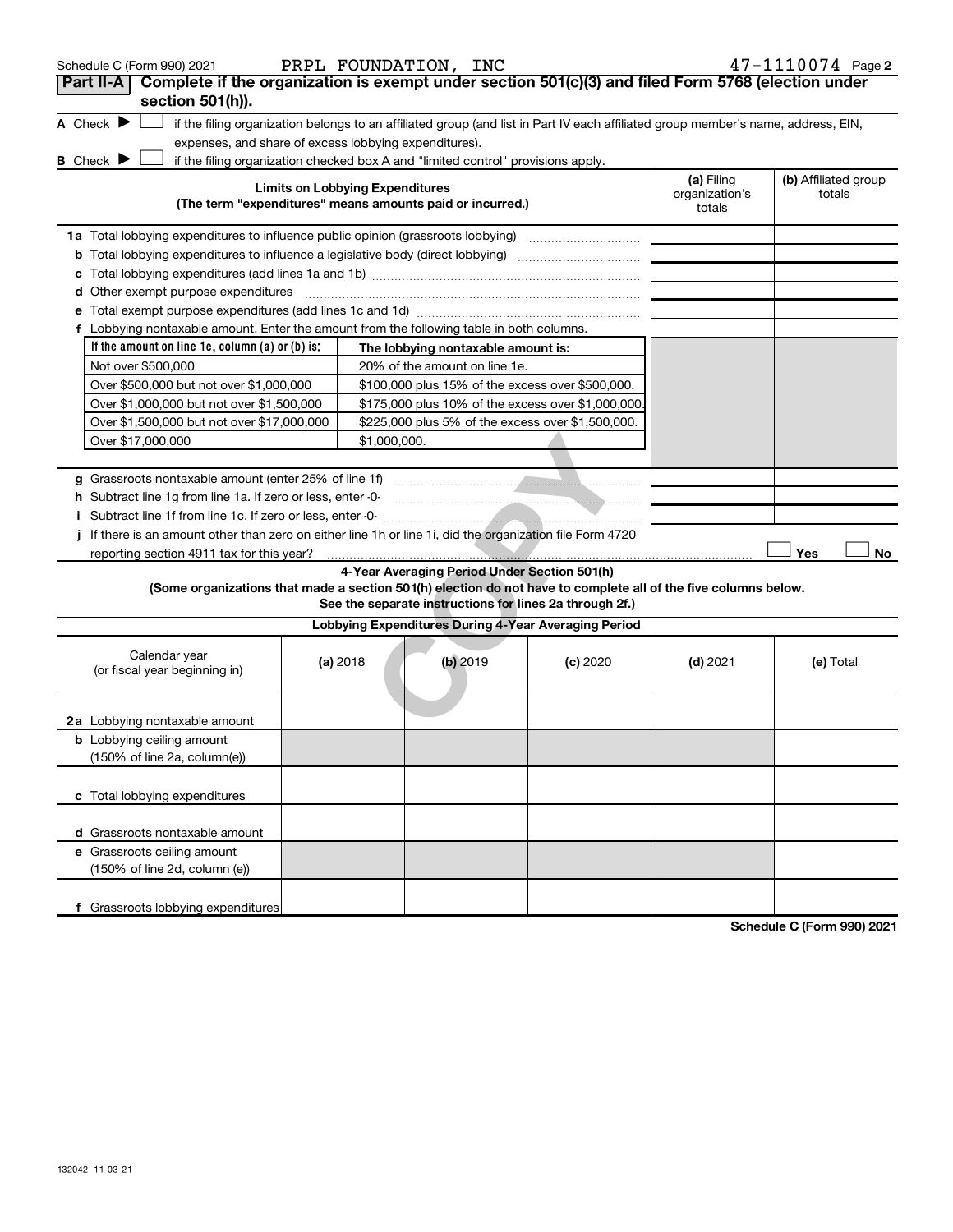Schedule C (Form 990) 2021 PRPL FOUNDATION, INC 47-1110074 Page 2

## Part II-A Complete if the organization is exempt under section 501(c)(3) and filed Form 5768 (election under section 501(h)).

A Check ▶ ☐ if the filing organization belongs to an affiliated group (and list in Part IV each affiliated group member's name, address, EIN, expenses, and share of excess lobbying expenditures).

B Check ▶ ☐ if the filing organization checked box A and "limited control" provisions apply.

| Limits on Lobbying Expenditures (The term "expenditures" means amounts paid or incurred.) | (a) Filing organization's totals | (b) Affiliated group totals |
|---|---|---|
| 1a Total lobbying expenditures to influence public opinion (grassroots lobbying) | | |
| b Total lobbying expenditures to influence a legislative body (direct lobbying) | | |
| c Total lobbying expenditures (add lines 1a and 1b) | | |
| d Other exempt purpose expenditures | | |
| e Total exempt purpose expenditures (add lines 1c and 1d) | | |
| f Lobbying nontaxable amount. Enter the amount from the following table in both columns. | | |

| If the amount on line 1e, column (a) or (b) is: | The lobbying nontaxable amount is: |
|---|---|
| Not over $500,000 | 20% of the amount on line 1e. |
| Over $500,000 but not over $1,000,000 | $100,000 plus 15% of the excess over $500,000. |
| Over $1,000,000 but not over $1,500,000 | $175,000 plus 10% of the excess over $1,000,000. |
| Over $1,500,000 but not over $17,000,000 | $225,000 plus 5% of the excess over $1,500,000. |
| Over $17,000,000 | $1,000,000. |

| | (a) Filing organization's totals | (b) Affiliated group totals |
|---|---|---|
| g Grassroots nontaxable amount (enter 25% of line 1f) | | |
| h Subtract line 1g from line 1a. If zero or less, enter -0- | | |
| i Subtract line 1f from line 1c. If zero or less, enter -0- | | |

j If there is an amount other than zero on either line 1h or line 1i, did the organization file Form 4720 reporting section 4911 tax for this year? ☐ Yes ☐ No

### 4-Year Averaging Period Under Section 501(h)

**(Some organizations that made a section 501(h) election do not have to complete all of the five columns below. See the separate instructions for lines 2a through 2f.)**

| Lobbying Expenditures During 4-Year Averaging Period | | | | | |
|---|---|---|---|---|---|
| Calendar year (or fiscal year beginning in) | (a) 2018 | (b) 2019 | (c) 2020 | (d) 2021 | (e) Total |
| 2a Lobbying nontaxable amount | | | | | |
| b Lobbying ceiling amount (150% of line 2a, column(e)) | | | | | |
| c Total lobbying expenditures | | | | | |
| d Grassroots nontaxable amount | | | | | |
| e Grassroots ceiling amount (150% of line 2d, column (e)) | | | | | |
| f Grassroots lobbying expenditures | | | | | |

Schedule C (Form 990) 2021

132042 11-03-21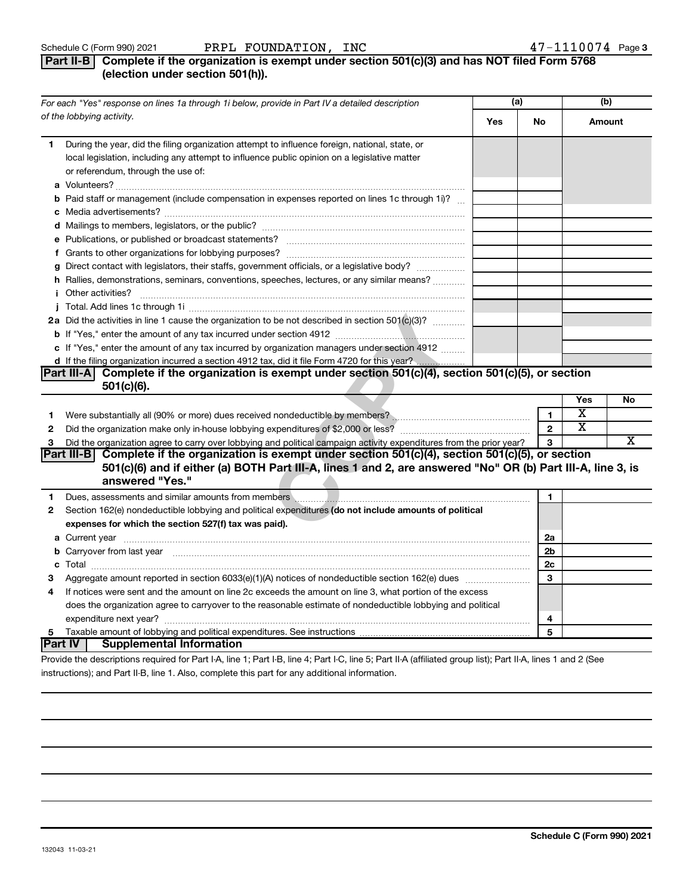Schedule C (Form 990) 2021 PRPL FOUNDATION, INC 47-1110074 Page 3

## Part II-B Complete if the organization is exempt under section 501(c)(3) and has NOT filed Form 5768 (election under section 501(h)).

| For each "Yes" response on lines 1a through 1i below, provide in Part IV a detailed description of the lobbying activity. | (a) Yes | (a) No | (b) Amount |
|---|---|---|---|
| **1** During the year, did the filing organization attempt to influence foreign, national, state, or local legislation, including any attempt to influence public opinion on a legislative matter or referendum, through the use of: | | | |
| **a** Volunteers? | | | |
| **b** Paid staff or management (include compensation in expenses reported on lines 1c through 1i)? | | | |
| **c** Media advertisements? | | | |
| **d** Mailings to members, legislators, or the public? | | | |
| **e** Publications, or published or broadcast statements? | | | |
| **f** Grants to other organizations for lobbying purposes? | | | |
| **g** Direct contact with legislators, their staffs, government officials, or a legislative body? | | | |
| **h** Rallies, demonstrations, seminars, conventions, speeches, lectures, or any similar means? | | | |
| **i** Other activities? | | | |
| **j** Total. Add lines 1c through 1i | | | |
| **2a** Did the activities in line 1 cause the organization to be not described in section 501(c)(3)? | | | |
| **b** If "Yes," enter the amount of any tax incurred under section 4912 | | | |
| **c** If "Yes," enter the amount of any tax incurred by organization managers under section 4912 | | | |
| **d** If the filing organization incurred a section 4912 tax, did it file Form 4720 for this year? | | | |

## Part III-A Complete if the organization is exempt under section 501(c)(4), section 501(c)(5), or section 501(c)(6).

| | | Line | Yes | No |
|---|---|---|---|---|
| **1** | Were substantially all (90% or more) dues received nondeductible by members? | 1 | X | |
| **2** | Did the organization make only in-house lobbying expenditures of $2,000 or less? | 2 | X | |
| **3** | Did the organization agree to carry over lobbying and political campaign activity expenditures from the prior year? | 3 | | X |

## Part III-B Complete if the organization is exempt under section 501(c)(4), section 501(c)(5), or section 501(c)(6) and if either (a) BOTH Part III-A, lines 1 and 2, are answered "No" OR (b) Part III-A, line 3, is answered "Yes."

| | | Line | Amount |
|---|---|---|---|
| **1** | Dues, assessments and similar amounts from members | 1 | |
| **2** | Section 162(e) nondeductible lobbying and political expenditures **(do not include amounts of political expenses for which the section 527(f) tax was paid).** | | |
| **a** | Current year | 2a | |
| **b** | Carryover from last year | 2b | |
| **c** | Total | 2c | |
| **3** | Aggregate amount reported in section 6033(e)(1)(A) notices of nondeductible section 162(e) dues | 3 | |
| **4** | If notices were sent and the amount on line 2c exceeds the amount on line 3, what portion of the excess does the organization agree to carryover to the reasonable estimate of nondeductible lobbying and political expenditure next year? | 4 | |
| **5** | Taxable amount of lobbying and political expenditures. See instructions | 5 | |

## Part IV Supplemental Information

Provide the descriptions required for Part I-A, line 1; Part I-B, line 4; Part I-C, line 5; Part II-A (affiliated group list); Part II-A, lines 1 and 2 (See instructions); and Part II-B, line 1. Also, complete this part for any additional information.

Schedule C (Form 990) 2021

132043 11-03-21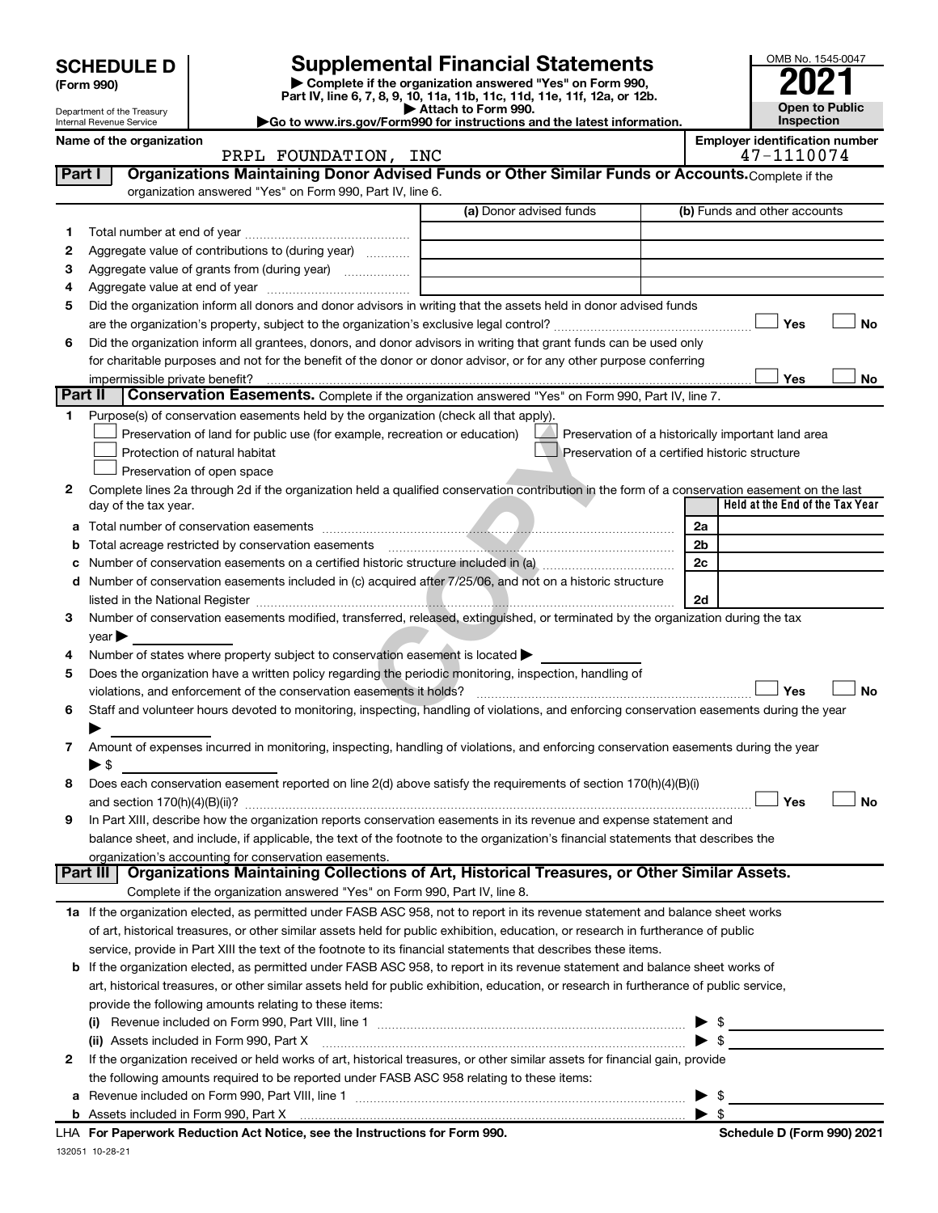# SCHEDULE D (Form 990)

Department of the Treasury
Internal Revenue Service

## Supplemental Financial Statements

▶ Complete if the organization answered "Yes" on Form 990, Part IV, line 6, 7, 8, 9, 10, 11a, 11b, 11c, 11d, 11e, 11f, 12a, or 12b.
▶ Attach to Form 990.
▶Go to www.irs.gov/Form990 for instructions and the latest information.

OMB No. 1545-0047

**2021**

**Open to Public Inspection**

**Name of the organization:** PRPL FOUNDATION, INC

**Employer identification number:** 47-1110074

### Part I — Organizations Maintaining Donor Advised Funds or Other Similar Funds or Accounts. Complete if the organization answered "Yes" on Form 990, Part IV, line 6.

| | | (a) Donor advised funds | (b) Funds and other accounts |
|---|---|---|---|
| 1 | Total number at end of year | | |
| 2 | Aggregate value of contributions to (during year) | | |
| 3 | Aggregate value of grants from (during year) | | |
| 4 | Aggregate value at end of year | | |

5 Did the organization inform all donors and donor advisors in writing that the assets held in donor advised funds are the organization's property, subject to the organization's exclusive legal control? ☐ Yes ☐ No

6 Did the organization inform all grantees, donors, and donor advisors in writing that grant funds can be used only for charitable purposes and not for the benefit of the donor or donor advisor, or for any other purpose conferring impermissible private benefit? ☐ Yes ☐ No

### Part II — Conservation Easements. Complete if the organization answered "Yes" on Form 990, Part IV, line 7.

1 Purpose(s) of conservation easements held by the organization (check all that apply).

- ☐ Preservation of land for public use (for example, recreation or education)
- ☐ Preservation of a historically important land area
- ☐ Protection of natural habitat
- ☐ Preservation of a certified historic structure
- ☐ Preservation of open space

2 Complete lines 2a through 2d if the organization held a qualified conservation contribution in the form of a conservation easement on the last day of the tax year.

| | | | Held at the End of the Tax Year |
|---|---|---|---|
| a | Total number of conservation easements | 2a | |
| b | Total acreage restricted by conservation easements | 2b | |
| c | Number of conservation easements on a certified historic structure included in (a) | 2c | |
| d | Number of conservation easements included in (c) acquired after 7/25/06, and not on a historic structure listed in the National Register | 2d | |

3 Number of conservation easements modified, transferred, released, extinguished, or terminated by the organization during the tax year ▶

4 Number of states where property subject to conservation easement is located ▶

5 Does the organization have a written policy regarding the periodic monitoring, inspection, handling of violations, and enforcement of the conservation easements it holds? ☐ Yes ☐ No

6 Staff and volunteer hours devoted to monitoring, inspecting, handling of violations, and enforcing conservation easements during the year ▶

7 Amount of expenses incurred in monitoring, inspecting, handling of violations, and enforcing conservation easements during the year ▶ $

8 Does each conservation easement reported on line 2(d) above satisfy the requirements of section 170(h)(4)(B)(i) and section 170(h)(4)(B)(ii)? ☐ Yes ☐ No

9 In Part XIII, describe how the organization reports conservation easements in its revenue and expense statement and balance sheet, and include, if applicable, the text of the footnote to the organization's financial statements that describes the organization's accounting for conservation easements.

### Part III — Organizations Maintaining Collections of Art, Historical Treasures, or Other Similar Assets. Complete if the organization answered "Yes" on Form 990, Part IV, line 8.

1a If the organization elected, as permitted under FASB ASC 958, not to report in its revenue statement and balance sheet works of art, historical treasures, or other similar assets held for public exhibition, education, or research in furtherance of public service, provide in Part XIII the text of the footnote to its financial statements that describes these items.

b If the organization elected, as permitted under FASB ASC 958, to report in its revenue statement and balance sheet works of art, historical treasures, or other similar assets held for public exhibition, education, or research in furtherance of public service, provide the following amounts relating to these items:

(i) Revenue included on Form 990, Part VIII, line 1 ▶ $

(ii) Assets included in Form 990, Part X ▶ $

2 If the organization received or held works of art, historical treasures, or other similar assets for financial gain, provide the following amounts required to be reported under FASB ASC 958 relating to these items:

a Revenue included on Form 990, Part VIII, line 1 ▶ $

b Assets included in Form 990, Part X ▶ $

**LHA For Paperwork Reduction Act Notice, see the Instructions for Form 990.** **Schedule D (Form 990) 2021**

132051 10-28-21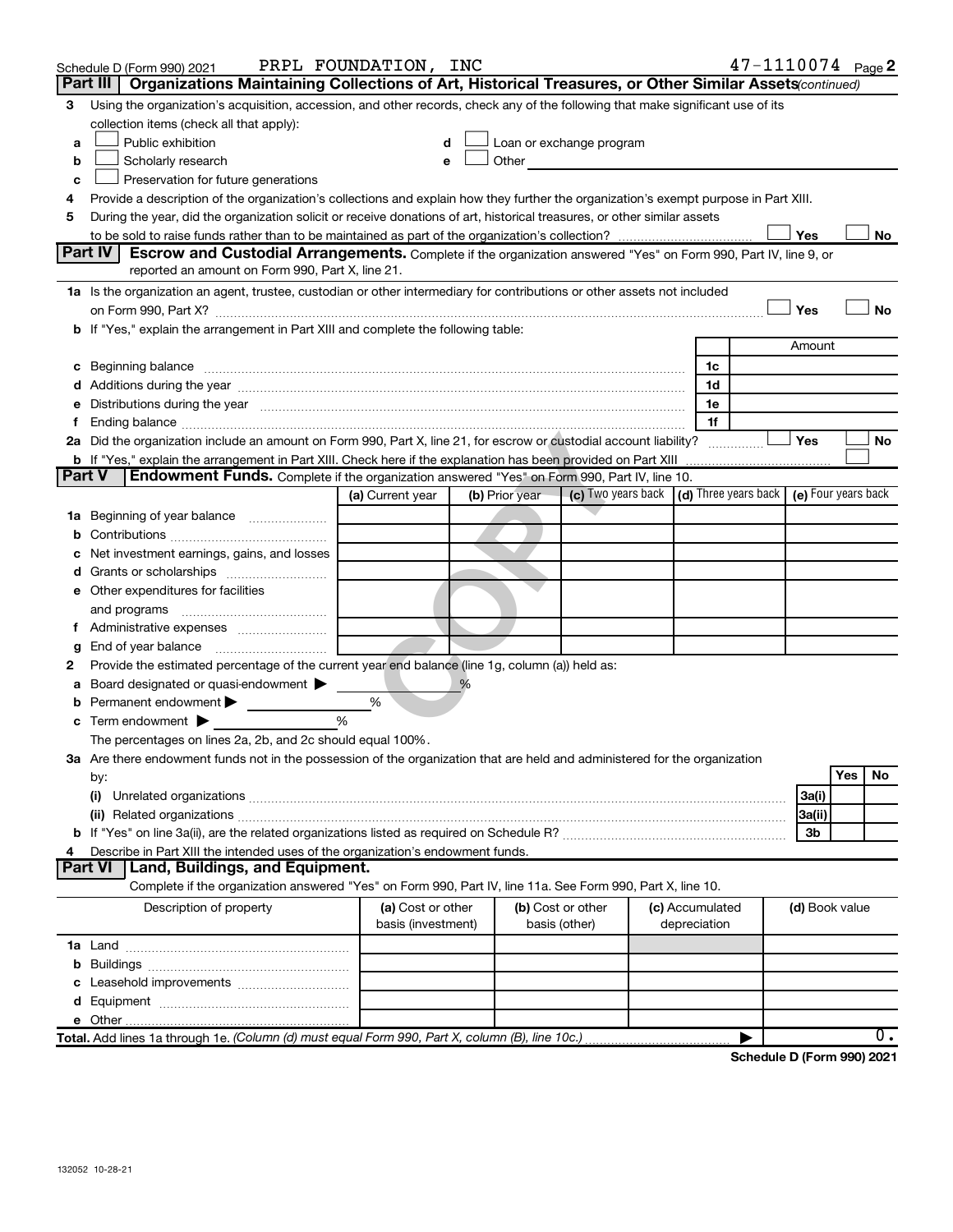Schedule D (Form 990) 2021 PRPL FOUNDATION, INC 47-1110074 Page 2

## Part III | Organizations Maintaining Collections of Art, Historical Treasures, or Other Similar Assets *(continued)*

**3** Using the organization's acquisition, accession, and other records, check any of the following that make significant use of its collection items (check all that apply):

- **a** ☐ Public exhibition
- **b** ☐ Scholarly research
- **c** ☐ Preservation for future generations
- **d** ☐ Loan or exchange program
- **e** ☐ Other

**4** Provide a description of the organization's collections and explain how they further the organization's exempt purpose in Part XIII.

**5** During the year, did the organization solicit or receive donations of art, historical treasures, or other similar assets to be sold to raise funds rather than to be maintained as part of the organization's collection? ☐ Yes ☐ No

## Part IV | Escrow and Custodial Arrangements.

Complete if the organization answered "Yes" on Form 990, Part IV, line 9, or reported an amount on Form 990, Part X, line 21.

**1a** Is the organization an agent, trustee, custodian or other intermediary for contributions or other assets not included on Form 990, Part X? ☐ Yes ☐ No

**b** If "Yes," explain the arrangement in Part XIII and complete the following table:

| | | Amount |
|---|---|---|
| **c** Beginning balance | 1c | |
| **d** Additions during the year | 1d | |
| **e** Distributions during the year | 1e | |
| **f** Ending balance | 1f | |

**2a** Did the organization include an amount on Form 990, Part X, line 21, for escrow or custodial account liability? ☐ Yes ☐ No

**b** If "Yes," explain the arrangement in Part XIII. Check here if the explanation has been provided on Part XIII ☐

## Part V | Endowment Funds.

Complete if the organization answered "Yes" on Form 990, Part IV, line 10.

| | (a) Current year | (b) Prior year | (c) Two years back | (d) Three years back | (e) Four years back |
|---|---|---|---|---|---|
| **1a** Beginning of year balance | | | | | |
| **b** Contributions | | | | | |
| **c** Net investment earnings, gains, and losses | | | | | |
| **d** Grants or scholarships | | | | | |
| **e** Other expenditures for facilities and programs | | | | | |
| **f** Administrative expenses | | | | | |
| **g** End of year balance | | | | | |

**2** Provide the estimated percentage of the current year end balance (line 1g, column (a)) held as:

- **a** Board designated or quasi-endowment ▶ %
- **b** Permanent endowment ▶ %
- **c** Term endowment ▶ %

The percentages on lines 2a, 2b, and 2c should equal 100%.

**3a** Are there endowment funds not in the possession of the organization that are held and administered for the organization by:

| | | Yes | No |
|---|---|---|---|
| **(i)** Unrelated organizations | 3a(i) | | |
| **(ii)** Related organizations | 3a(ii) | | |
| **b** If "Yes" on line 3a(ii), are the related organizations listed as required on Schedule R? | 3b | | |

**4** Describe in Part XIII the intended uses of the organization's endowment funds.

## Part VI | Land, Buildings, and Equipment.

Complete if the organization answered "Yes" on Form 990, Part IV, line 11a. See Form 990, Part X, line 10.

| Description of property | (a) Cost or other basis (investment) | (b) Cost or other basis (other) | (c) Accumulated depreciation | (d) Book value |
|---|---|---|---|---|
| **1a** Land | | | | |
| **b** Buildings | | | | |
| **c** Leasehold improvements | | | | |
| **d** Equipment | | | | |
| **e** Other | | | | |
| **Total.** Add lines 1a through 1e. *(Column (d) must equal Form 990, Part X, column (B), line 10c.)* | | | ▶ | 0. |

**Schedule D (Form 990) 2021**

132052 10-28-21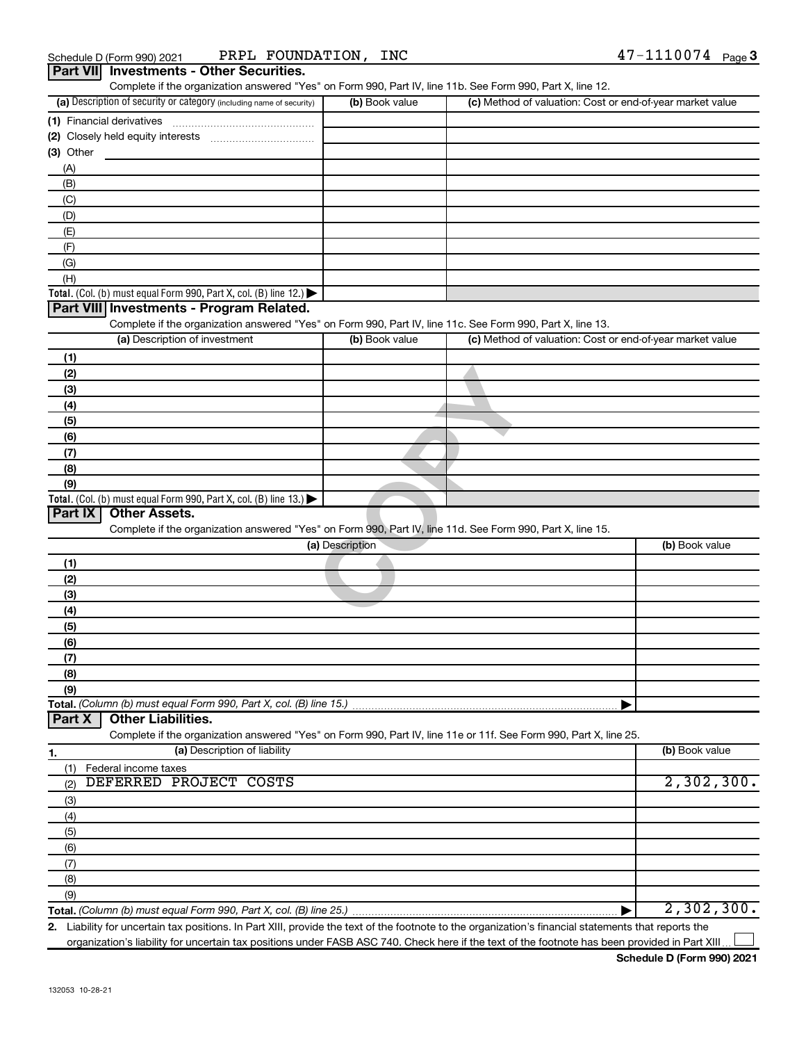Schedule D (Form 990) 2021 PRPL FOUNDATION, INC 47-1110074

## Part VII Investments - Other Securities.

Complete if the organization answered "Yes" on Form 990, Part IV, line 11b. See Form 990, Part X, line 12.

| (a) Description of security or category (including name of security) | (b) Book value | (c) Method of valuation: Cost or end-of-year market value |
|---|---|---|
| (1) Financial derivatives | | |
| (2) Closely held equity interests | | |
| (3) Other | | |
| (A) | | |
| (B) | | |
| (C) | | |
| (D) | | |
| (E) | | |
| (F) | | |
| (G) | | |
| (H) | | |
| **Total.** (Col. (b) must equal Form 990, Part X, col. (B) line 12.) | | |

## Part VIII Investments - Program Related.

Complete if the organization answered "Yes" on Form 990, Part IV, line 11c. See Form 990, Part X, line 13.

| (a) Description of investment | (b) Book value | (c) Method of valuation: Cost or end-of-year market value |
|---|---|---|
| (1) | | |
| (2) | | |
| (3) | | |
| (4) | | |
| (5) | | |
| (6) | | |
| (7) | | |
| (8) | | |
| (9) | | |
| **Total.** (Col. (b) must equal Form 990, Part X, col. (B) line 13.) | | |

## Part IX Other Assets.

Complete if the organization answered "Yes" on Form 990, Part IV, line 11d. See Form 990, Part X, line 15.

| (a) Description | (b) Book value |
|---|---|
| (1) | |
| (2) | |
| (3) | |
| (4) | |
| (5) | |
| (6) | |
| (7) | |
| (8) | |
| (9) | |
| **Total.** *(Column (b) must equal Form 990, Part X, col. (B) line 15.)* | |

## Part X Other Liabilities.

Complete if the organization answered "Yes" on Form 990, Part IV, line 11e or 11f. See Form 990, Part X, line 25.

| 1. (a) Description of liability | (b) Book value |
|---|---|
| (1) Federal income taxes | |
| (2) DEFERRED PROJECT COSTS | 2,302,300. |
| (3) | |
| (4) | |
| (5) | |
| (6) | |
| (7) | |
| (8) | |
| (9) | |
| **Total.** *(Column (b) must equal Form 990, Part X, col. (B) line 25.)* | 2,302,300. |

2. Liability for uncertain tax positions. In Part XIII, provide the text of the footnote to the organization's financial statements that reports the organization's liability for uncertain tax positions under FASB ASC 740. Check here if the text of the footnote has been provided in Part XIII ☐

Schedule D (Form 990) 2021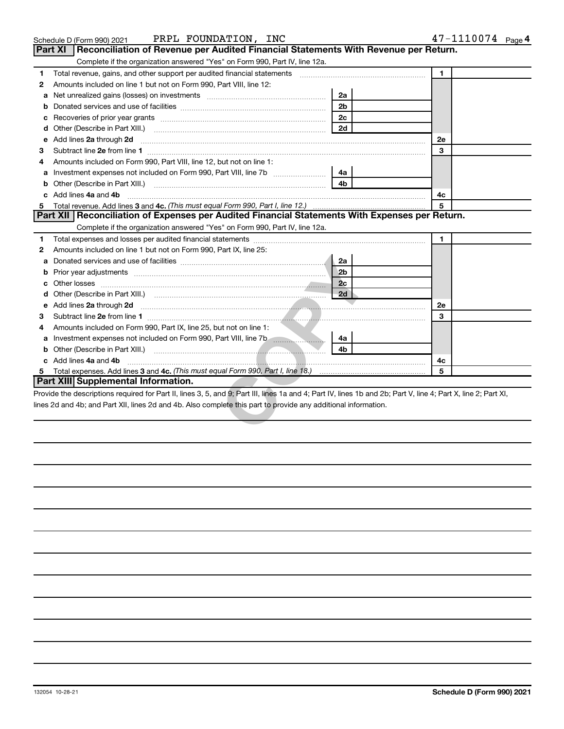Schedule D (Form 990) 2021 PRPL FOUNDATION, INC 47-1110074

## Part XI Reconciliation of Revenue per Audited Financial Statements With Revenue per Return.

Complete if the organization answered "Yes" on Form 990, Part IV, line 12a.

| | | | | | |
|---|---|---|---|---|---|
| 1 | Total revenue, gains, and other support per audited financial statements | | | 1 | |
| 2 | Amounts included on line 1 but not on Form 990, Part VIII, line 12: | | | | |
| a | Net unrealized gains (losses) on investments | 2a | | | |
| b | Donated services and use of facilities | 2b | | | |
| c | Recoveries of prior year grants | 2c | | | |
| d | Other (Describe in Part XIII.) | 2d | | | |
| e | Add lines 2a through 2d | | | 2e | |
| 3 | Subtract line 2e from line 1 | | | 3 | |
| 4 | Amounts included on Form 990, Part VIII, line 12, but not on line 1: | | | | |
| a | Investment expenses not included on Form 990, Part VIII, line 7b | 4a | | | |
| b | Other (Describe in Part XIII.) | 4b | | | |
| c | Add lines 4a and 4b | | | 4c | |
| 5 | Total revenue. Add lines 3 and 4c. *(This must equal Form 990, Part I, line 12.)* | | | 5 | |

## Part XII Reconciliation of Expenses per Audited Financial Statements With Expenses per Return.

Complete if the organization answered "Yes" on Form 990, Part IV, line 12a.

| | | | | | |
|---|---|---|---|---|---|
| 1 | Total expenses and losses per audited financial statements | | | 1 | |
| 2 | Amounts included on line 1 but not on Form 990, Part IX, line 25: | | | | |
| a | Donated services and use of facilities | 2a | | | |
| b | Prior year adjustments | 2b | | | |
| c | Other losses | 2c | | | |
| d | Other (Describe in Part XIII.) | 2d | | | |
| e | Add lines 2a through 2d | | | 2e | |
| 3 | Subtract line 2e from line 1 | | | 3 | |
| 4 | Amounts included on Form 990, Part IX, line 25, but not on line 1: | | | | |
| a | Investment expenses not included on Form 990, Part VIII, line 7b | 4a | | | |
| b | Other (Describe in Part XIII.) | 4b | | | |
| c | Add lines 4a and 4b | | | 4c | |
| 5 | Total expenses. Add lines 3 and 4c. *(This must equal Form 990, Part I, line 18.)* | | | 5 | |

## Part XIII Supplemental Information.

Provide the descriptions required for Part II, lines 3, 5, and 9; Part III, lines 1a and 4; Part IV, lines 1b and 2b; Part V, line 4; Part X, line 2; Part XI, lines 2d and 4b; and Part XII, lines 2d and 4b. Also complete this part to provide any additional information.

132054 10-28-21

Schedule D (Form 990) 2021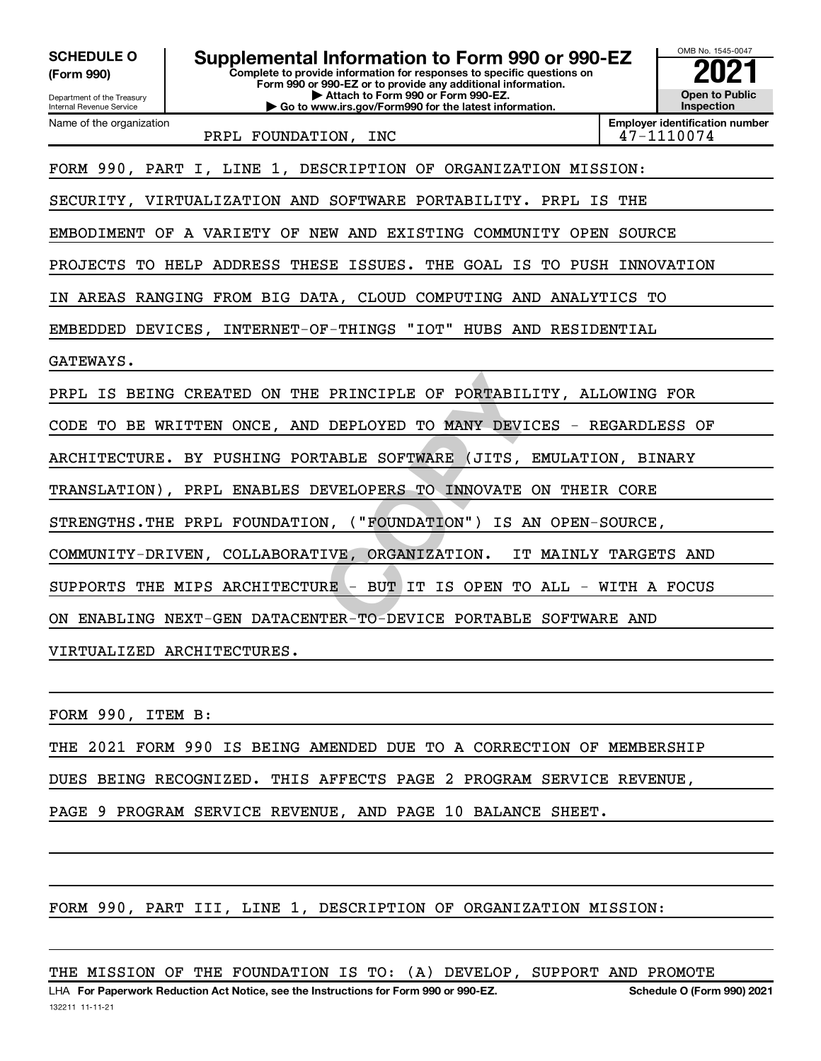**SCHEDULE O (Form 990)**

Department of the Treasury
Internal Revenue Service

# Supplemental Information to Form 990 or 990-EZ

**Complete to provide information for responses to specific questions on Form 990 or 990-EZ or to provide any additional information.**
**▶ Attach to Form 990 or Form 990-EZ.**
**▶ Go to www.irs.gov/Form990 for the latest information.**

OMB No. 1545-0047

**2021**

**Open to Public Inspection**

Name of the organization: PRPL FOUNDATION, INC

**Employer identification number:** 47-1110074

FORM 990, PART I, LINE 1, DESCRIPTION OF ORGANIZATION MISSION:

SECURITY, VIRTUALIZATION AND SOFTWARE PORTABILITY. PRPL IS THE EMBODIMENT OF A VARIETY OF NEW AND EXISTING COMMUNITY OPEN SOURCE PROJECTS TO HELP ADDRESS THESE ISSUES. THE GOAL IS TO PUSH INNOVATION IN AREAS RANGING FROM BIG DATA, CLOUD COMPUTING AND ANALYTICS TO EMBEDDED DEVICES, INTERNET-OF-THINGS "IOT" HUBS AND RESIDENTIAL GATEWAYS.

PRPL IS BEING CREATED ON THE PRINCIPLE OF PORTABILITY, ALLOWING FOR CODE TO BE WRITTEN ONCE, AND DEPLOYED TO MANY DEVICES - REGARDLESS OF ARCHITECTURE. BY PUSHING PORTABLE SOFTWARE (JITS, EMULATION, BINARY TRANSLATION), PRPL ENABLES DEVELOPERS TO INNOVATE ON THEIR CORE STRENGTHS.THE PRPL FOUNDATION, ("FOUNDATION") IS AN OPEN-SOURCE, COMMUNITY-DRIVEN, COLLABORATIVE, ORGANIZATION. IT MAINLY TARGETS AND SUPPORTS THE MIPS ARCHITECTURE - BUT IT IS OPEN TO ALL - WITH A FOCUS ON ENABLING NEXT-GEN DATACENTER-TO-DEVICE PORTABLE SOFTWARE AND VIRTUALIZED ARCHITECTURES.

FORM 990, ITEM B:

THE 2021 FORM 990 IS BEING AMENDED DUE TO A CORRECTION OF MEMBERSHIP DUES BEING RECOGNIZED. THIS AFFECTS PAGE 2 PROGRAM SERVICE REVENUE, PAGE 9 PROGRAM SERVICE REVENUE, AND PAGE 10 BALANCE SHEET.

FORM 990, PART III, LINE 1, DESCRIPTION OF ORGANIZATION MISSION:

THE MISSION OF THE FOUNDATION IS TO: (A) DEVELOP, SUPPORT AND PROMOTE

LHA **For Paperwork Reduction Act Notice, see the Instructions for Form 990 or 990-EZ.** **Schedule O (Form 990) 2021**

132211 11-11-21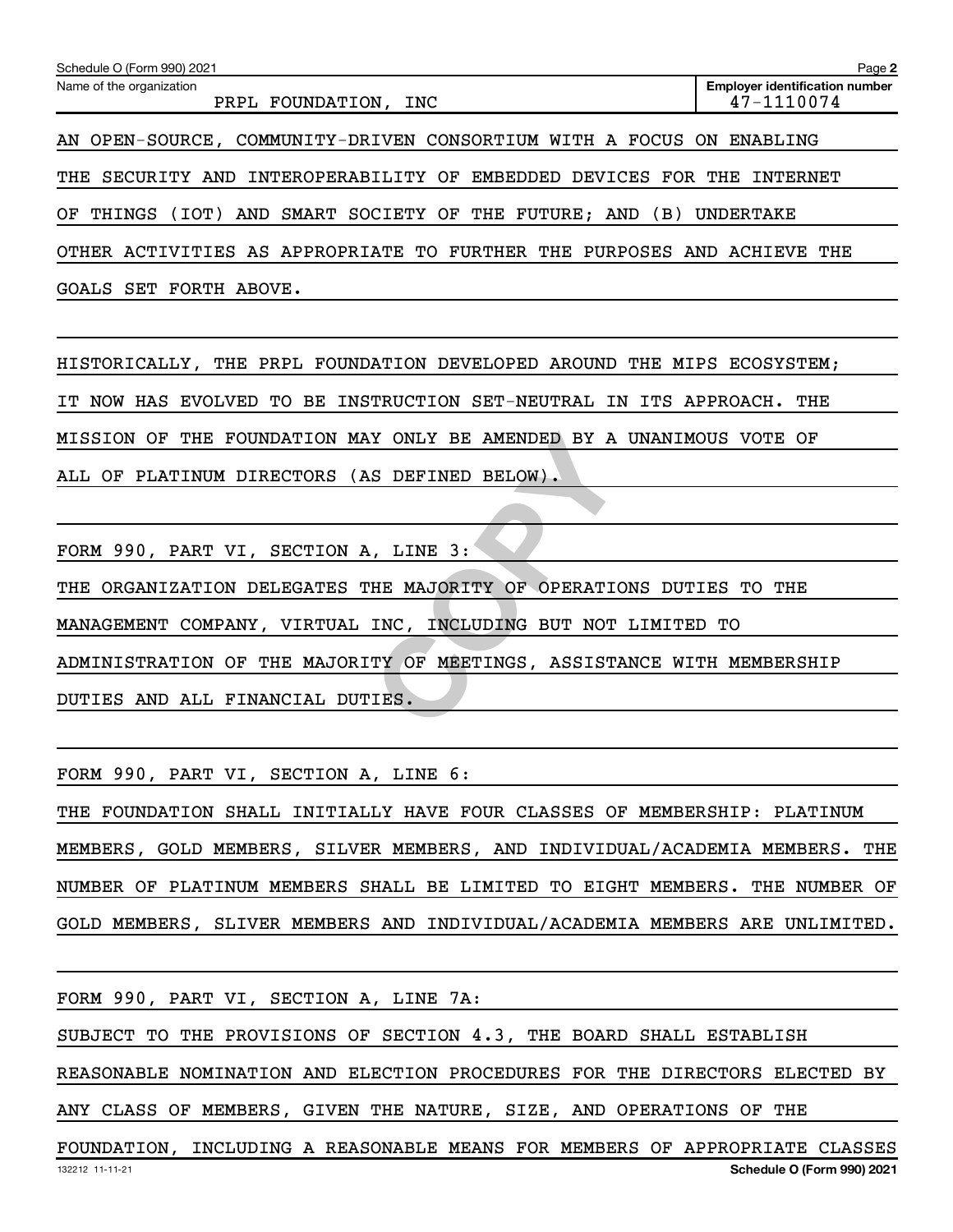Name of the organization: PRPL FOUNDATION, INC

Employer identification number: 47-1110074

AN OPEN-SOURCE, COMMUNITY-DRIVEN CONSORTIUM WITH A FOCUS ON ENABLING THE SECURITY AND INTEROPERABILITY OF EMBEDDED DEVICES FOR THE INTERNET OF THINGS (IOT) AND SMART SOCIETY OF THE FUTURE; AND (B) UNDERTAKE OTHER ACTIVITIES AS APPROPRIATE TO FURTHER THE PURPOSES AND ACHIEVE THE GOALS SET FORTH ABOVE.

HISTORICALLY, THE PRPL FOUNDATION DEVELOPED AROUND THE MIPS ECOSYSTEM; IT NOW HAS EVOLVED TO BE INSTRUCTION SET-NEUTRAL IN ITS APPROACH. THE MISSION OF THE FOUNDATION MAY ONLY BE AMENDED BY A UNANIMOUS VOTE OF ALL OF PLATINUM DIRECTORS (AS DEFINED BELOW).

FORM 990, PART VI, SECTION A, LINE 3:

THE ORGANIZATION DELEGATES THE MAJORITY OF OPERATIONS DUTIES TO THE MANAGEMENT COMPANY, VIRTUAL INC, INCLUDING BUT NOT LIMITED TO ADMINISTRATION OF THE MAJORITY OF MEETINGS, ASSISTANCE WITH MEMBERSHIP DUTIES AND ALL FINANCIAL DUTIES.

FORM 990, PART VI, SECTION A, LINE 6:

THE FOUNDATION SHALL INITIALLY HAVE FOUR CLASSES OF MEMBERSHIP: PLATINUM MEMBERS, GOLD MEMBERS, SILVER MEMBERS, AND INDIVIDUAL/ACADEMIA MEMBERS. THE NUMBER OF PLATINUM MEMBERS SHALL BE LIMITED TO EIGHT MEMBERS. THE NUMBER OF GOLD MEMBERS, SLIVER MEMBERS AND INDIVIDUAL/ACADEMIA MEMBERS ARE UNLIMITED.

FORM 990, PART VI, SECTION A, LINE 7A:

SUBJECT TO THE PROVISIONS OF SECTION 4.3, THE BOARD SHALL ESTABLISH REASONABLE NOMINATION AND ELECTION PROCEDURES FOR THE DIRECTORS ELECTED BY ANY CLASS OF MEMBERS, GIVEN THE NATURE, SIZE, AND OPERATIONS OF THE FOUNDATION, INCLUDING A REASONABLE MEANS FOR MEMBERS OF APPROPRIATE CLASSES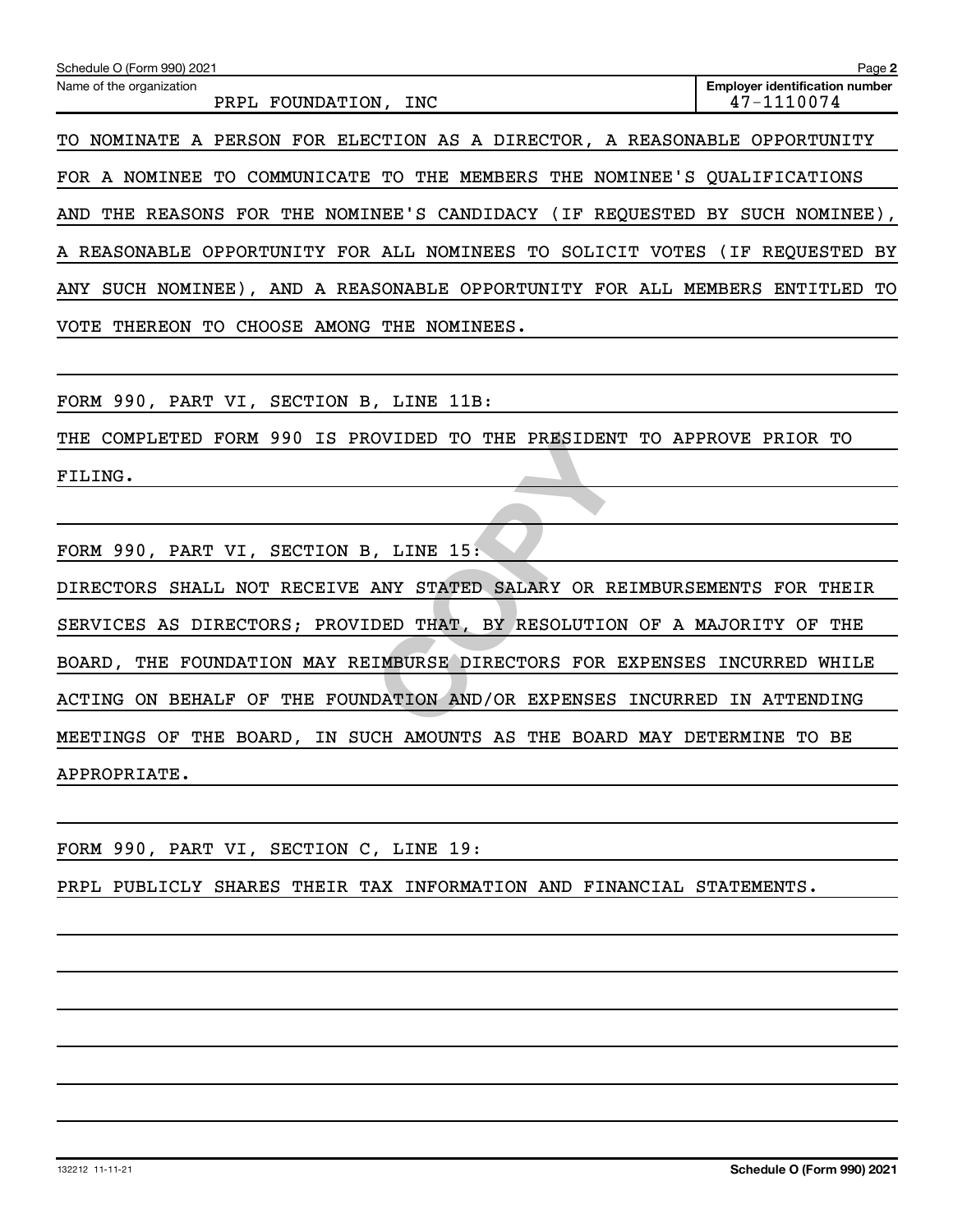Schedule O (Form 990) 2021

Name of the organization: PRPL FOUNDATION, INC

Employer identification number: 47-1110074

TO NOMINATE A PERSON FOR ELECTION AS A DIRECTOR, A REASONABLE OPPORTUNITY FOR A NOMINEE TO COMMUNICATE TO THE MEMBERS THE NOMINEE'S QUALIFICATIONS AND THE REASONS FOR THE NOMINEE'S CANDIDACY (IF REQUESTED BY SUCH NOMINEE), A REASONABLE OPPORTUNITY FOR ALL NOMINEES TO SOLICIT VOTES (IF REQUESTED BY ANY SUCH NOMINEE), AND A REASONABLE OPPORTUNITY FOR ALL MEMBERS ENTITLED TO VOTE THEREON TO CHOOSE AMONG THE NOMINEES.

FORM 990, PART VI, SECTION B, LINE 11B:

THE COMPLETED FORM 990 IS PROVIDED TO THE PRESIDENT TO APPROVE PRIOR TO FILING.

FORM 990, PART VI, SECTION B, LINE 15:

DIRECTORS SHALL NOT RECEIVE ANY STATED SALARY OR REIMBURSEMENTS FOR THEIR SERVICES AS DIRECTORS; PROVIDED THAT, BY RESOLUTION OF A MAJORITY OF THE BOARD, THE FOUNDATION MAY REIMBURSE DIRECTORS FOR EXPENSES INCURRED WHILE ACTING ON BEHALF OF THE FOUNDATION AND/OR EXPENSES INCURRED IN ATTENDING MEETINGS OF THE BOARD, IN SUCH AMOUNTS AS THE BOARD MAY DETERMINE TO BE APPROPRIATE.

FORM 990, PART VI, SECTION C, LINE 19:

PRPL PUBLICLY SHARES THEIR TAX INFORMATION AND FINANCIAL STATEMENTS.

132212 11-11-21

Schedule O (Form 990) 2021